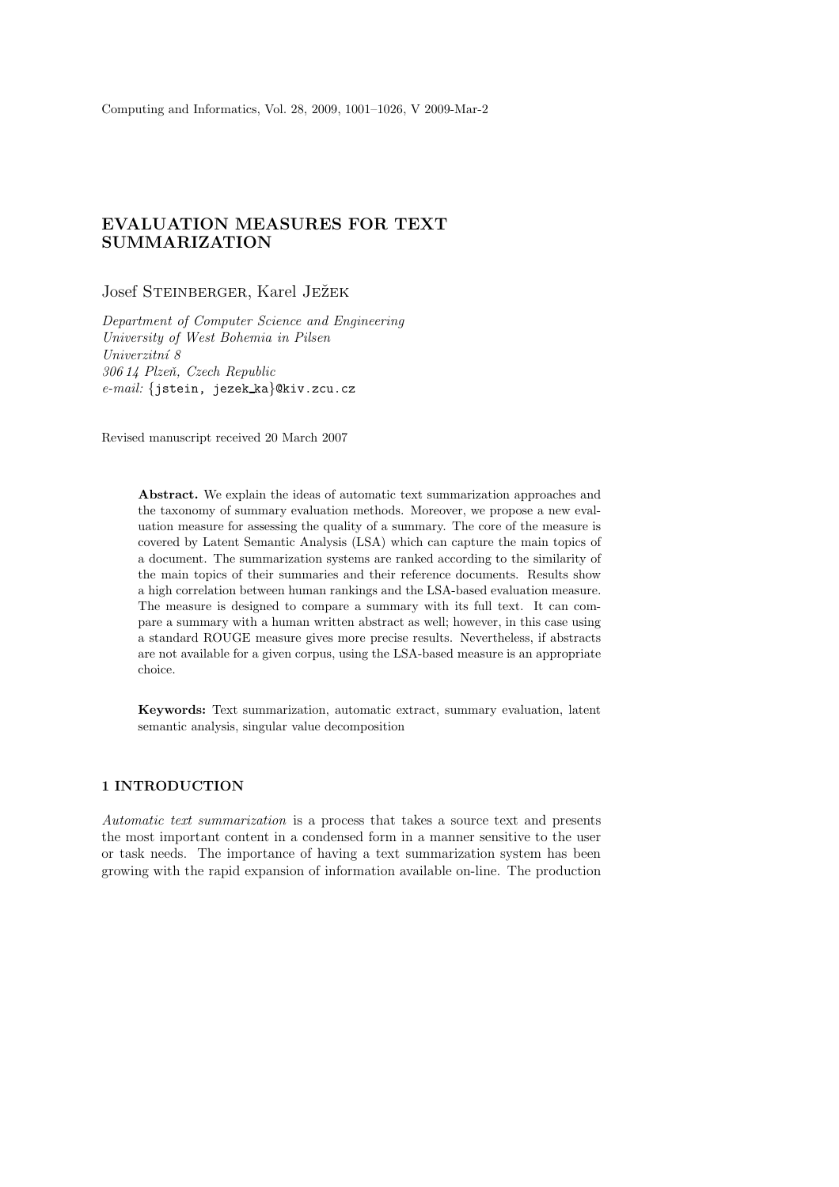# EVALUATION MEASURES FOR TEXT SUMMARIZATION

Josef Steinberger, Karel Ježek

*Department of Computer Science and Engineering*
*University of West Bohemia in Pilsen*
*Univerzitní 8*
*306 14 Plzeň, Czech Republic*
*e-mail:* {jstein, jezek_ka}@kiv.zcu.cz

Revised manuscript received 20 March 2007

**Abstract.** We explain the ideas of automatic text summarization approaches and the taxonomy of summary evaluation methods. Moreover, we propose a new evaluation measure for assessing the quality of a summary. The core of the measure is covered by Latent Semantic Analysis (LSA) which can capture the main topics of a document. The summarization systems are ranked according to the similarity of the main topics of their summaries and their reference documents. Results show a high correlation between human rankings and the LSA-based evaluation measure. The measure is designed to compare a summary with its full text. It can compare a summary with a human written abstract as well; however, in this case using a standard ROUGE measure gives more precise results. Nevertheless, if abstracts are not available for a given corpus, using the LSA-based measure is an appropriate choice.

**Keywords:** Text summarization, automatic extract, summary evaluation, latent semantic analysis, singular value decomposition

## 1 INTRODUCTION

*Automatic text summarization* is a process that takes a source text and presents the most important content in a condensed form in a manner sensitive to the user or task needs. The importance of having a text summarization system has been growing with the rapid expansion of information available on-line. The production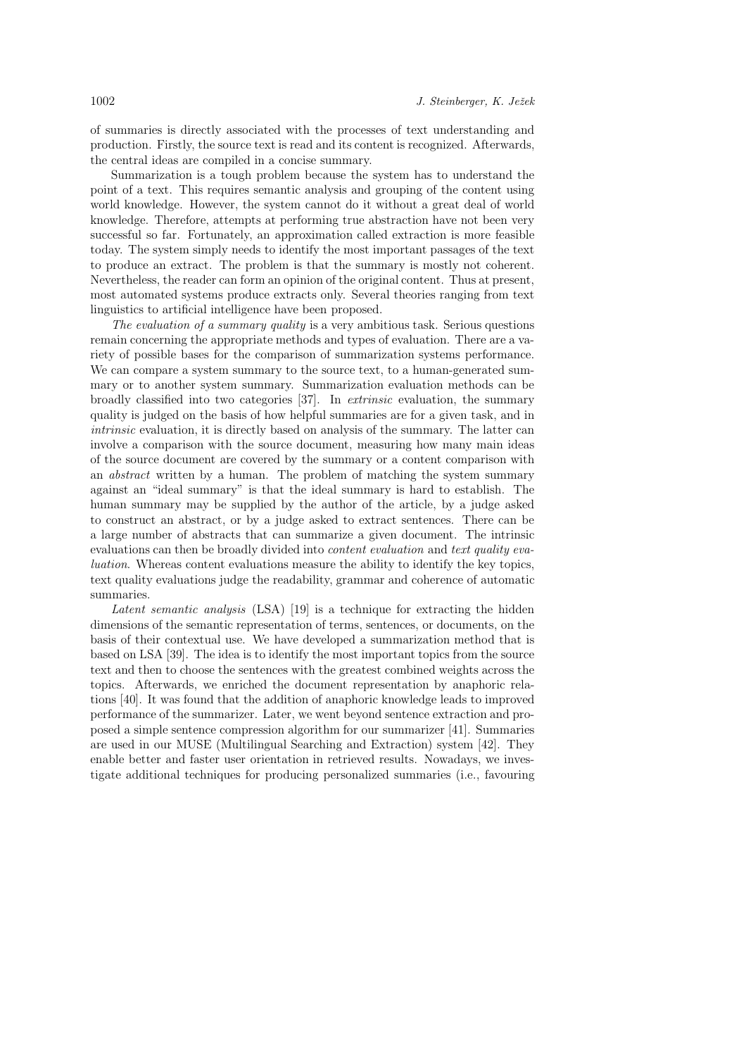of summaries is directly associated with the processes of text understanding and production. Firstly, the source text is read and its content is recognized. Afterwards, the central ideas are compiled in a concise summary.

Summarization is a tough problem because the system has to understand the point of a text. This requires semantic analysis and grouping of the content using world knowledge. However, the system cannot do it without a great deal of world knowledge. Therefore, attempts at performing true abstraction have not been very successful so far. Fortunately, an approximation called extraction is more feasible today. The system simply needs to identify the most important passages of the text to produce an extract. The problem is that the summary is mostly not coherent. Nevertheless, the reader can form an opinion of the original content. Thus at present, most automated systems produce extracts only. Several theories ranging from text linguistics to artificial intelligence have been proposed.

*The evaluation of a summary quality* is a very ambitious task. Serious questions remain concerning the appropriate methods and types of evaluation. There are a variety of possible bases for the comparison of summarization systems performance. We can compare a system summary to the source text, to a human-generated summary or to another system summary. Summarization evaluation methods can be broadly classified into two categories [37]. In *extrinsic* evaluation, the summary quality is judged on the basis of how helpful summaries are for a given task, and in *intrinsic* evaluation, it is directly based on analysis of the summary. The latter can involve a comparison with the source document, measuring how many main ideas of the source document are covered by the summary or a content comparison with an *abstract* written by a human. The problem of matching the system summary against an "ideal summary" is that the ideal summary is hard to establish. The human summary may be supplied by the author of the article, by a judge asked to construct an abstract, or by a judge asked to extract sentences. There can be a large number of abstracts that can summarize a given document. The intrinsic evaluations can then be broadly divided into *content evaluation* and *text quality evaluation*. Whereas content evaluations measure the ability to identify the key topics, text quality evaluations judge the readability, grammar and coherence of automatic summaries.

*Latent semantic analysis* (LSA) [19] is a technique for extracting the hidden dimensions of the semantic representation of terms, sentences, or documents, on the basis of their contextual use. We have developed a summarization method that is based on LSA [39]. The idea is to identify the most important topics from the source text and then to choose the sentences with the greatest combined weights across the topics. Afterwards, we enriched the document representation by anaphoric relations [40]. It was found that the addition of anaphoric knowledge leads to improved performance of the summarizer. Later, we went beyond sentence extraction and proposed a simple sentence compression algorithm for our summarizer [41]. Summaries are used in our MUSE (Multilingual Searching and Extraction) system [42]. They enable better and faster user orientation in retrieved results. Nowadays, we investigate additional techniques for producing personalized summaries (i.e., favouring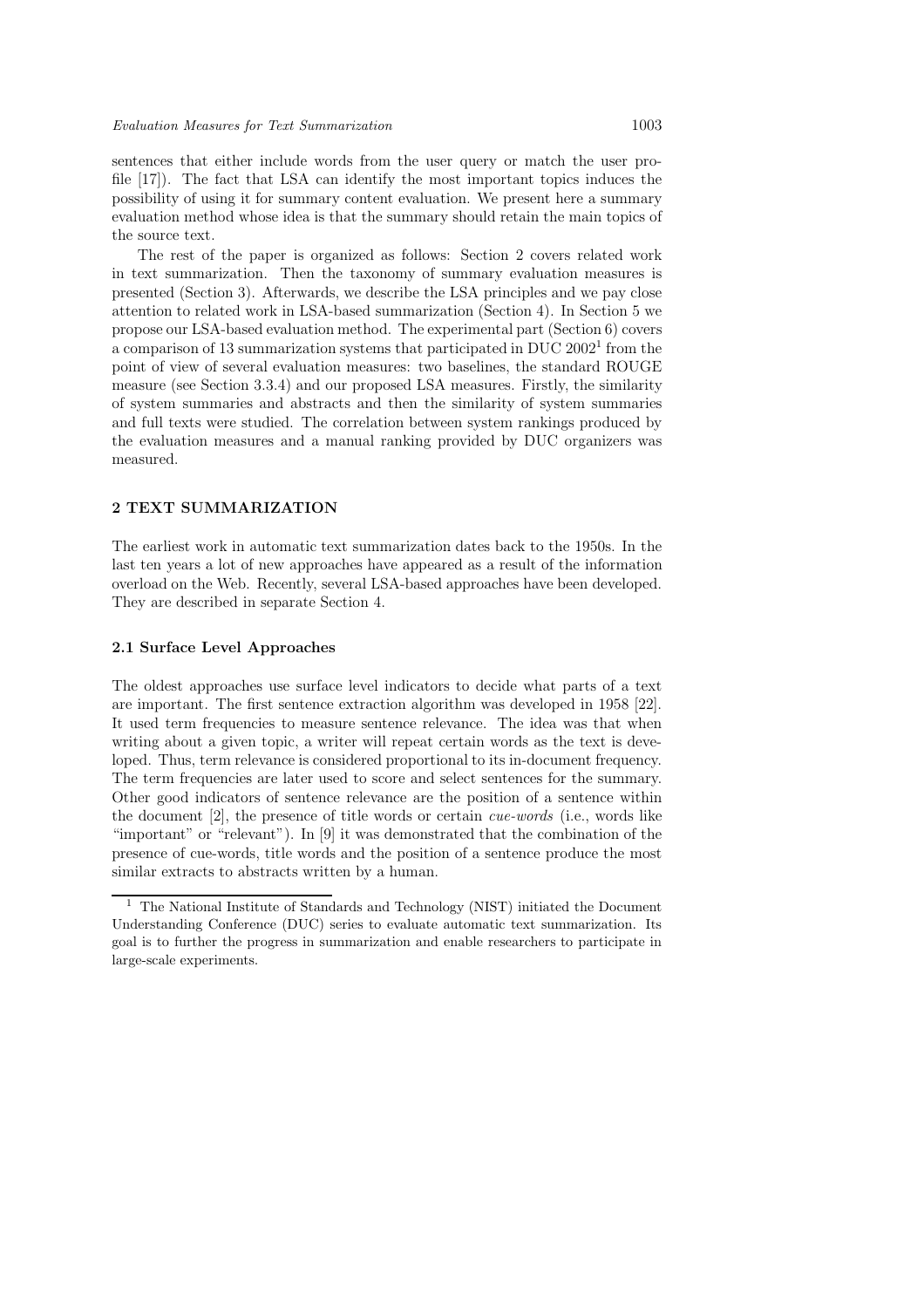sentences that either include words from the user query or match the user profile [17]). The fact that LSA can identify the most important topics induces the possibility of using it for summary content evaluation. We present here a summary evaluation method whose idea is that the summary should retain the main topics of the source text.

The rest of the paper is organized as follows: Section 2 covers related work in text summarization. Then the taxonomy of summary evaluation measures is presented (Section 3). Afterwards, we describe the LSA principles and we pay close attention to related work in LSA-based summarization (Section 4). In Section 5 we propose our LSA-based evaluation method. The experimental part (Section 6) covers a comparison of 13 summarization systems that participated in DUC 2002[1] from the point of view of several evaluation measures: two baselines, the standard ROUGE measure (see Section 3.3.4) and our proposed LSA measures. Firstly, the similarity of system summaries and abstracts and then the similarity of system summaries and full texts were studied. The correlation between system rankings produced by the evaluation measures and a manual ranking provided by DUC organizers was measured.

## 2 TEXT SUMMARIZATION

The earliest work in automatic text summarization dates back to the 1950s. In the last ten years a lot of new approaches have appeared as a result of the information overload on the Web. Recently, several LSA-based approaches have been developed. They are described in separate Section 4.

### 2.1 Surface Level Approaches

The oldest approaches use surface level indicators to decide what parts of a text are important. The first sentence extraction algorithm was developed in 1958 [22]. It used term frequencies to measure sentence relevance. The idea was that when writing about a given topic, a writer will repeat certain words as the text is developed. Thus, term relevance is considered proportional to its in-document frequency. The term frequencies are later used to score and select sentences for the summary. Other good indicators of sentence relevance are the position of a sentence within the document [2], the presence of title words or certain *cue-words* (i.e., words like "important" or "relevant"). In [9] it was demonstrated that the combination of the presence of cue-words, title words and the position of a sentence produce the most similar extracts to abstracts written by a human.

[1] The National Institute of Standards and Technology (NIST) initiated the Document Understanding Conference (DUC) series to evaluate automatic text summarization. Its goal is to further the progress in summarization and enable researchers to participate in large-scale experiments.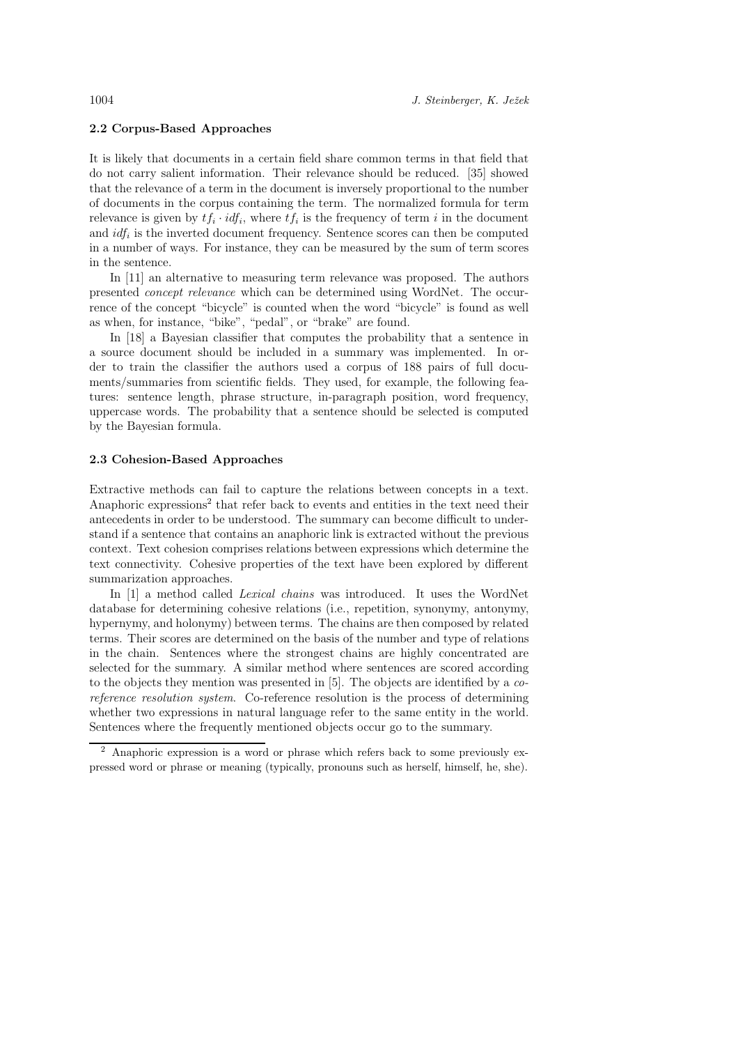### 2.2 Corpus-Based Approaches

It is likely that documents in a certain field share common terms in that field that do not carry salient information. Their relevance should be reduced. [35] showed that the relevance of a term in the document is inversely proportional to the number of documents in the corpus containing the term. The normalized formula for term relevance is given by $tf_i \cdot idf_i$, where $tf_i$ is the frequency of term $i$ in the document and $idf_i$ is the inverted document frequency. Sentence scores can then be computed in a number of ways. For instance, they can be measured by the sum of term scores in the sentence.

In [11] an alternative to measuring term relevance was proposed. The authors presented *concept relevance* which can be determined using WordNet. The occurrence of the concept "bicycle" is counted when the word "bicycle" is found as well as when, for instance, "bike", "pedal", or "brake" are found.

In [18] a Bayesian classifier that computes the probability that a sentence in a source document should be included in a summary was implemented. In order to train the classifier the authors used a corpus of 188 pairs of full documents/summaries from scientific fields. They used, for example, the following features: sentence length, phrase structure, in-paragraph position, word frequency, uppercase words. The probability that a sentence should be selected is computed by the Bayesian formula.

### 2.3 Cohesion-Based Approaches

Extractive methods can fail to capture the relations between concepts in a text. Anaphoric expressions[2] that refer back to events and entities in the text need their antecedents in order to be understood. The summary can become difficult to understand if a sentence that contains an anaphoric link is extracted without the previous context. Text cohesion comprises relations between expressions which determine the text connectivity. Cohesive properties of the text have been explored by different summarization approaches.

In [1] a method called *Lexical chains* was introduced. It uses the WordNet database for determining cohesive relations (i.e., repetition, synonymy, antonymy, hypernymy, and holonymy) between terms. The chains are then composed by related terms. Their scores are determined on the basis of the number and type of relations in the chain. Sentences where the strongest chains are highly concentrated are selected for the summary. A similar method where sentences are scored according to the objects they mention was presented in [5]. The objects are identified by a *co-reference resolution system*. Co-reference resolution is the process of determining whether two expressions in natural language refer to the same entity in the world. Sentences where the frequently mentioned objects occur go to the summary.

[2] Anaphoric expression is a word or phrase which refers back to some previously expressed word or phrase or meaning (typically, pronouns such as herself, himself, he, she).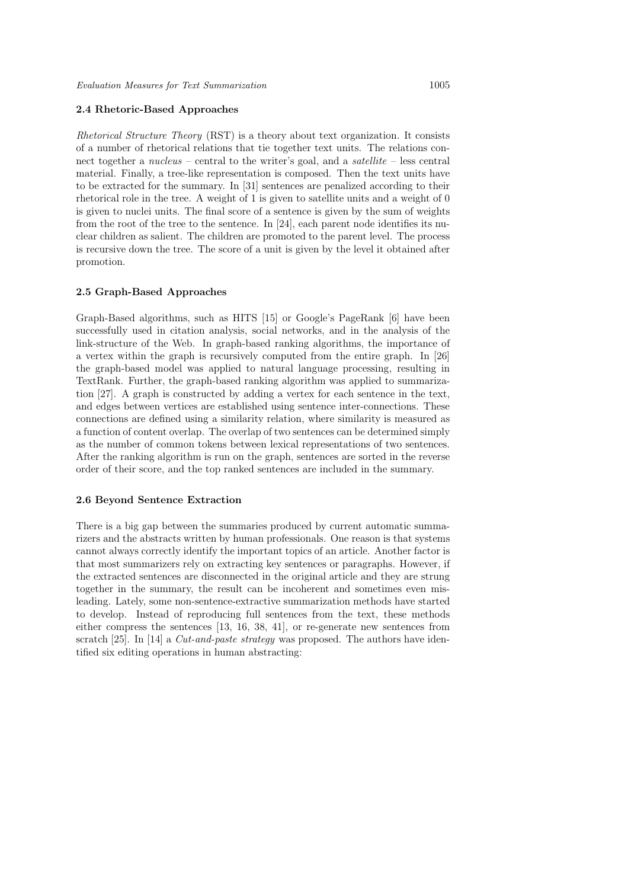### 2.4 Rhetoric-Based Approaches

*Rhetorical Structure Theory* (RST) is a theory about text organization. It consists of a number of rhetorical relations that tie together text units. The relations connect together a *nucleus* – central to the writer's goal, and a *satellite* – less central material. Finally, a tree-like representation is composed. Then the text units have to be extracted for the summary. In [31] sentences are penalized according to their rhetorical role in the tree. A weight of 1 is given to satellite units and a weight of 0 is given to nuclei units. The final score of a sentence is given by the sum of weights from the root of the tree to the sentence. In [24], each parent node identifies its nuclear children as salient. The children are promoted to the parent level. The process is recursive down the tree. The score of a unit is given by the level it obtained after promotion.

### 2.5 Graph-Based Approaches

Graph-Based algorithms, such as HITS [15] or Google's PageRank [6] have been successfully used in citation analysis, social networks, and in the analysis of the link-structure of the Web. In graph-based ranking algorithms, the importance of a vertex within the graph is recursively computed from the entire graph. In [26] the graph-based model was applied to natural language processing, resulting in TextRank. Further, the graph-based ranking algorithm was applied to summarization [27]. A graph is constructed by adding a vertex for each sentence in the text, and edges between vertices are established using sentence inter-connections. These connections are defined using a similarity relation, where similarity is measured as a function of content overlap. The overlap of two sentences can be determined simply as the number of common tokens between lexical representations of two sentences. After the ranking algorithm is run on the graph, sentences are sorted in the reverse order of their score, and the top ranked sentences are included in the summary.

### 2.6 Beyond Sentence Extraction

There is a big gap between the summaries produced by current automatic summarizers and the abstracts written by human professionals. One reason is that systems cannot always correctly identify the important topics of an article. Another factor is that most summarizers rely on extracting key sentences or paragraphs. However, if the extracted sentences are disconnected in the original article and they are strung together in the summary, the result can be incoherent and sometimes even misleading. Lately, some non-sentence-extractive summarization methods have started to develop. Instead of reproducing full sentences from the text, these methods either compress the sentences [13, 16, 38, 41], or re-generate new sentences from scratch [25]. In [14] a *Cut-and-paste strategy* was proposed. The authors have identified six editing operations in human abstracting: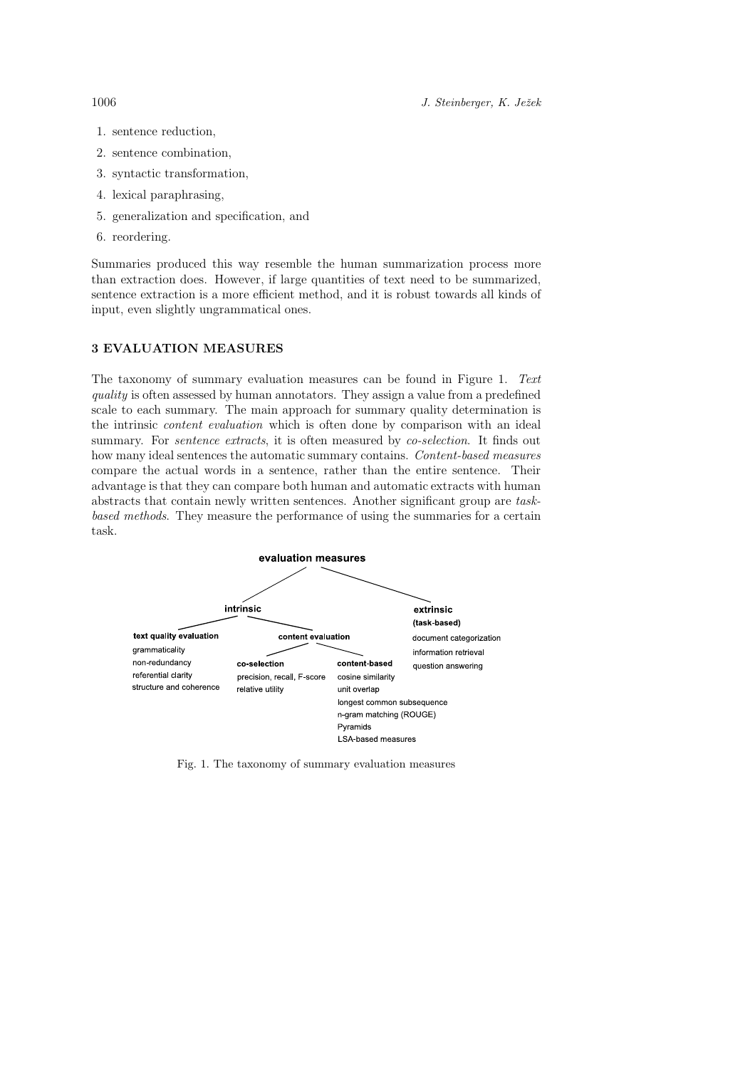1. sentence reduction,
2. sentence combination,
3. syntactic transformation,
4. lexical paraphrasing,
5. generalization and specification, and
6. reordering.

Summaries produced this way resemble the human summarization process more than extraction does. However, if large quantities of text need to be summarized, sentence extraction is a more efficient method, and it is robust towards all kinds of input, even slightly ungrammatical ones.

## 3 EVALUATION MEASURES

The taxonomy of summary evaluation measures can be found in Figure 1. *Text quality* is often assessed by human annotators. They assign a value from a predefined scale to each summary. The main approach for summary quality determination is the intrinsic *content evaluation* which is often done by comparison with an ideal summary. For *sentence extracts*, it is often measured by *co-selection*. It finds out how many ideal sentences the automatic summary contains. *Content-based measures* compare the actual words in a sentence, rather than the entire sentence. Their advantage is that they can compare both human and automatic extracts with human abstracts that contain newly written sentences. Another significant group are *task-based methods*. They measure the performance of using the summaries for a certain task.

**evaluation measures**

- **intrinsic**
  - **text quality evaluation**
    - grammaticality
    - non-redundancy
    - referential clarity
    - structure and coherence
  - **content evaluation**
    - **co-selection**
      - precision, recall, F-score
      - relative utility
    - **content-based**
      - cosine similarity
      - unit overlap
      - longest common subsequence
      - n-gram matching (ROUGE)
      - Pyramids
      - LSA-based measures
- **extrinsic (task-based)**
  - document categorization
  - information retrieval
  - question answering

Fig. 1. The taxonomy of summary evaluation measures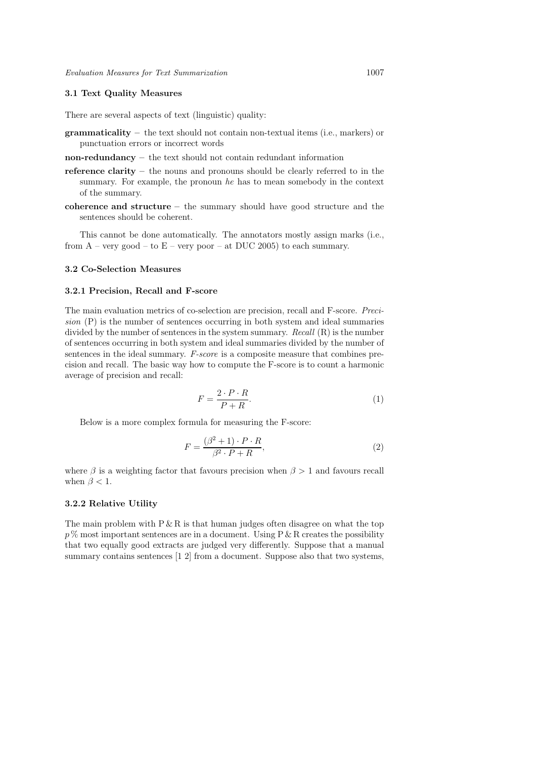### 3.1 Text Quality Measures

There are several aspects of text (linguistic) quality:

**grammaticality** – the text should not contain non-textual items (i.e., markers) or punctuation errors or incorrect words

**non-redundancy** – the text should not contain redundant information

**reference clarity** – the nouns and pronouns should be clearly referred to in the summary. For example, the pronoun *he* has to mean somebody in the context of the summary.

**coherence and structure** – the summary should have good structure and the sentences should be coherent.

This cannot be done automatically. The annotators mostly assign marks (i.e., from A – very good – to E – very poor – at DUC 2005) to each summary.

### 3.2 Co-Selection Measures

#### 3.2.1 Precision, Recall and F-score

The main evaluation metrics of co-selection are precision, recall and F-score. *Precision* (P) is the number of sentences occurring in both system and ideal summaries divided by the number of sentences in the system summary. *Recall* (R) is the number of sentences occurring in both system and ideal summaries divided by the number of sentences in the ideal summary. *F-score* is a composite measure that combines precision and recall. The basic way how to compute the F-score is to count a harmonic average of precision and recall:

$$F = \frac{2 \cdot P \cdot R}{P + R}. \tag{1}$$

Below is a more complex formula for measuring the F-score:

$$F = \frac{(\beta^2 + 1) \cdot P \cdot R}{\beta^2 \cdot P + R}, \tag{2}$$

where $\beta$ is a weighting factor that favours precision when $\beta > 1$ and favours recall when $\beta < 1$.

#### 3.2.2 Relative Utility

The main problem with P & R is that human judges often disagree on what the top $p\,\%$ most important sentences are in a document. Using P & R creates the possibility that two equally good extracts are judged very differently. Suppose that a manual summary contains sentences [1 2] from a document. Suppose also that two systems,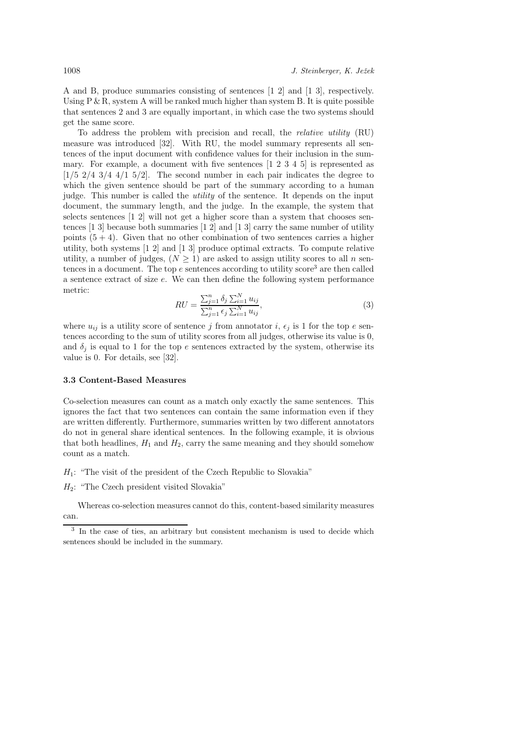A and B, produce summaries consisting of sentences [1 2] and [1 3], respectively. Using P & R, system A will be ranked much higher than system B. It is quite possible that sentences 2 and 3 are equally important, in which case the two systems should get the same score.

To address the problem with precision and recall, the *relative utility* (RU) measure was introduced [32]. With RU, the model summary represents all sentences of the input document with confidence values for their inclusion in the summary. For example, a document with five sentences [1 2 3 4 5] is represented as [1/5 2/4 3/4 4/1 5/2]. The second number in each pair indicates the degree to which the given sentence should be part of the summary according to a human judge. This number is called the *utility* of the sentence. It depends on the input document, the summary length, and the judge. In the example, the system that selects sentences [1 2] will not get a higher score than a system that chooses sentences [1 3] because both summaries [1 2] and [1 3] carry the same number of utility points $(5 + 4)$. Given that no other combination of two sentences carries a higher utility, both systems [1 2] and [1 3] produce optimal extracts. To compute relative utility, a number of judges, $(N \geq 1)$ are asked to assign utility scores to all $n$ sentences in a document. The top $e$ sentences according to utility score[3] are then called a sentence extract of size $e$. We can then define the following system performance metric:

$$RU = \frac{\sum_{j=1}^{n} \delta_j \sum_{i=1}^{N} u_{ij}}{\sum_{j=1}^{n} \epsilon_j \sum_{i=1}^{N} u_{ij}}, \tag{3}$$

where $u_{ij}$ is a utility score of sentence $j$ from annotator $i$, $\epsilon_j$ is 1 for the top $e$ sentences according to the sum of utility scores from all judges, otherwise its value is 0, and $\delta_j$ is equal to 1 for the top $e$ sentences extracted by the system, otherwise its value is 0. For details, see [32].

### 3.3 Content-Based Measures

Co-selection measures can count as a match only exactly the same sentences. This ignores the fact that two sentences can contain the same information even if they are written differently. Furthermore, summaries written by two different annotators do not in general share identical sentences. In the following example, it is obvious that both headlines, $H_1$ and $H_2$, carry the same meaning and they should somehow count as a match.

$H_1$: "The visit of the president of the Czech Republic to Slovakia"

$H_2$: "The Czech president visited Slovakia"

Whereas co-selection measures cannot do this, content-based similarity measures can.

[3] In the case of ties, an arbitrary but consistent mechanism is used to decide which sentences should be included in the summary.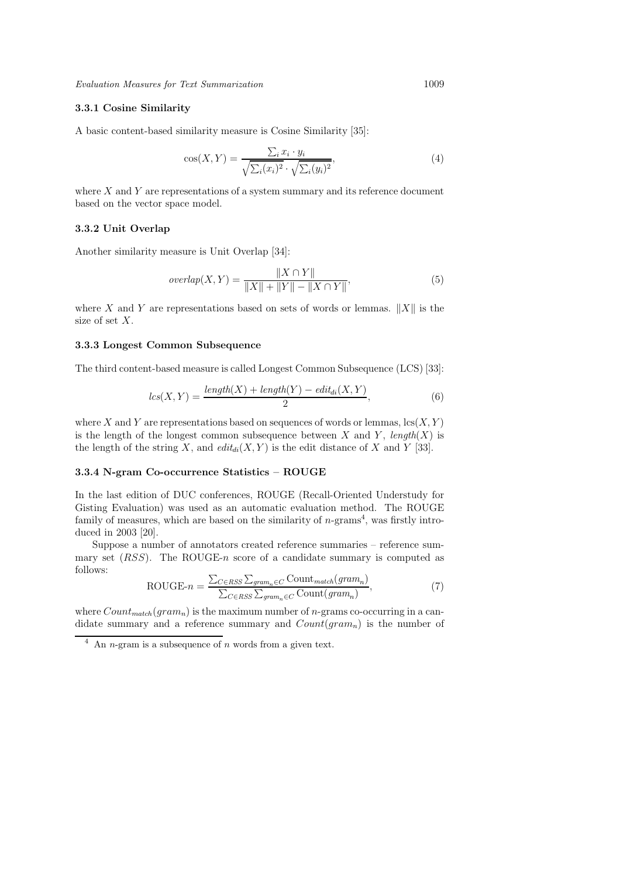### 3.3.1 Cosine Similarity

A basic content-based similarity measure is Cosine Similarity [35]:

$$\cos(X, Y) = \frac{\sum_i x_i \cdot y_i}{\sqrt{\sum_i (x_i)^2} \cdot \sqrt{\sum_i (y_i)^2}}, \tag{4}$$

where $X$ and $Y$ are representations of a system summary and its reference document based on the vector space model.

### 3.3.2 Unit Overlap

Another similarity measure is Unit Overlap [34]:

$$overlap(X, Y) = \frac{\|X \cap Y\|}{\|X\| + \|Y\| - \|X \cap Y\|}, \tag{5}$$

where $X$ and $Y$ are representations based on sets of words or lemmas. $\|X\|$ is the size of set $X$.

### 3.3.3 Longest Common Subsequence

The third content-based measure is called Longest Common Subsequence (LCS) [33]:

$$lcs(X, Y) = \frac{length(X) + length(Y) - edit_{di}(X, Y)}{2}, \tag{6}$$

where $X$ and $Y$ are representations based on sequences of words or lemmas, $\text{lcs}(X, Y)$ is the length of the longest common subsequence between $X$ and $Y$, $length(X)$ is the length of the string $X$, and $edit_{di}(X, Y)$ is the edit distance of $X$ and $Y$ [33].

### 3.3.4 N-gram Co-occurrence Statistics – ROUGE

In the last edition of DUC conferences, ROUGE (Recall-Oriented Understudy for Gisting Evaluation) was used as an automatic evaluation method. The ROUGE family of measures, which are based on the similarity of $n$-grams[4], was firstly introduced in 2003 [20].

Suppose a number of annotators created reference summaries – reference summary set ($RSS$). The ROUGE-$n$ score of a candidate summary is computed as follows:

$$\text{ROUGE-}n = \frac{\sum_{C \in RSS} \sum_{gram_n \in C} \text{Count}_{match}(gram_n)}{\sum_{C \in RSS} \sum_{gram_n \in C} \text{Count}(gram_n)}, \tag{7}$$

where $Count_{match}(gram_n)$ is the maximum number of $n$-grams co-occurring in a candidate summary and a reference summary and $Count(gram_n)$ is the number of

[4] An $n$-gram is a subsequence of $n$ words from a given text.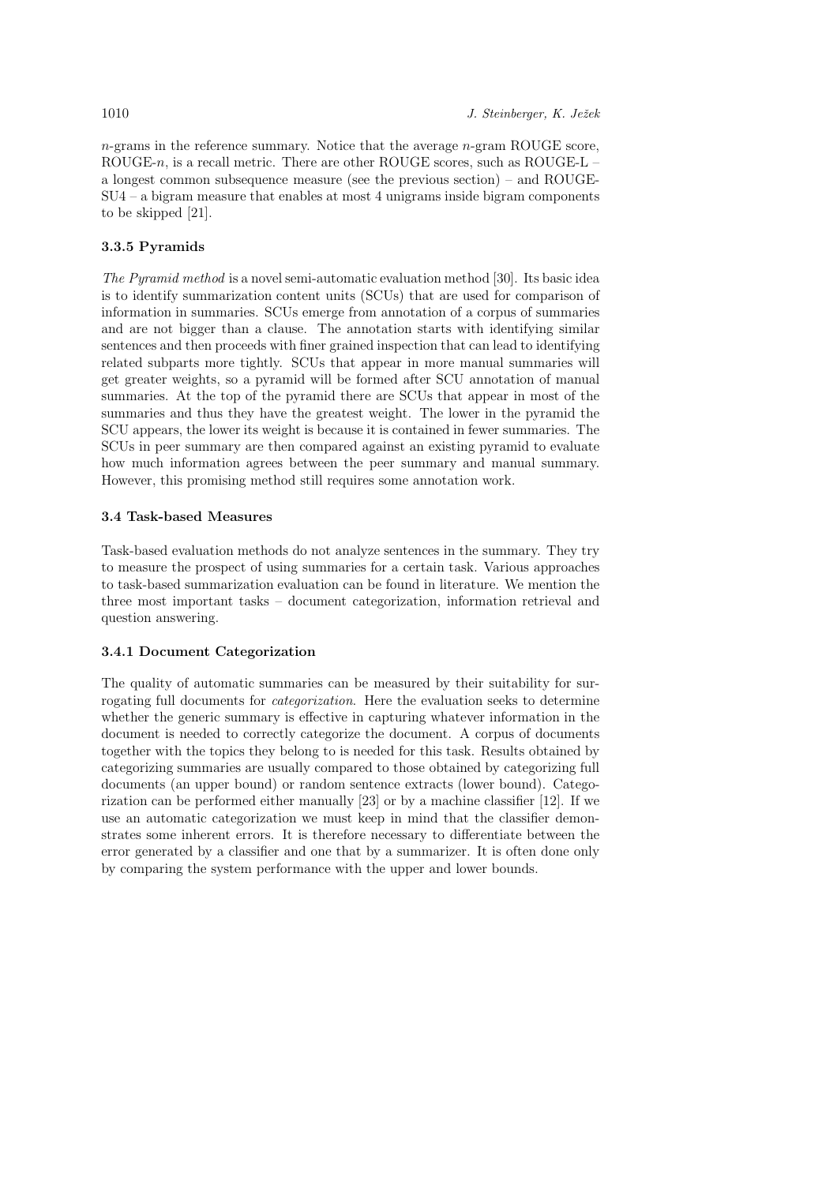$n$-grams in the reference summary. Notice that the average $n$-gram ROUGE score, ROUGE-$n$, is a recall metric. There are other ROUGE scores, such as ROUGE-L – a longest common subsequence measure (see the previous section) – and ROUGE-SU4 – a bigram measure that enables at most 4 unigrams inside bigram components to be skipped [21].

#### 3.3.5 Pyramids

*The Pyramid method* is a novel semi-automatic evaluation method [30]. Its basic idea is to identify summarization content units (SCUs) that are used for comparison of information in summaries. SCUs emerge from annotation of a corpus of summaries and are not bigger than a clause. The annotation starts with identifying similar sentences and then proceeds with finer grained inspection that can lead to identifying related subparts more tightly. SCUs that appear in more manual summaries will get greater weights, so a pyramid will be formed after SCU annotation of manual summaries. At the top of the pyramid there are SCUs that appear in most of the summaries and thus they have the greatest weight. The lower in the pyramid the SCU appears, the lower its weight is because it is contained in fewer summaries. The SCUs in peer summary are then compared against an existing pyramid to evaluate how much information agrees between the peer summary and manual summary. However, this promising method still requires some annotation work.

### 3.4 Task-based Measures

Task-based evaluation methods do not analyze sentences in the summary. They try to measure the prospect of using summaries for a certain task. Various approaches to task-based summarization evaluation can be found in literature. We mention the three most important tasks – document categorization, information retrieval and question answering.

#### 3.4.1 Document Categorization

The quality of automatic summaries can be measured by their suitability for surrogating full documents for *categorization*. Here the evaluation seeks to determine whether the generic summary is effective in capturing whatever information in the document is needed to correctly categorize the document. A corpus of documents together with the topics they belong to is needed for this task. Results obtained by categorizing summaries are usually compared to those obtained by categorizing full documents (an upper bound) or random sentence extracts (lower bound). Categorization can be performed either manually [23] or by a machine classifier [12]. If we use an automatic categorization we must keep in mind that the classifier demonstrates some inherent errors. It is therefore necessary to differentiate between the error generated by a classifier and one that by a summarizer. It is often done only by comparing the system performance with the upper and lower bounds.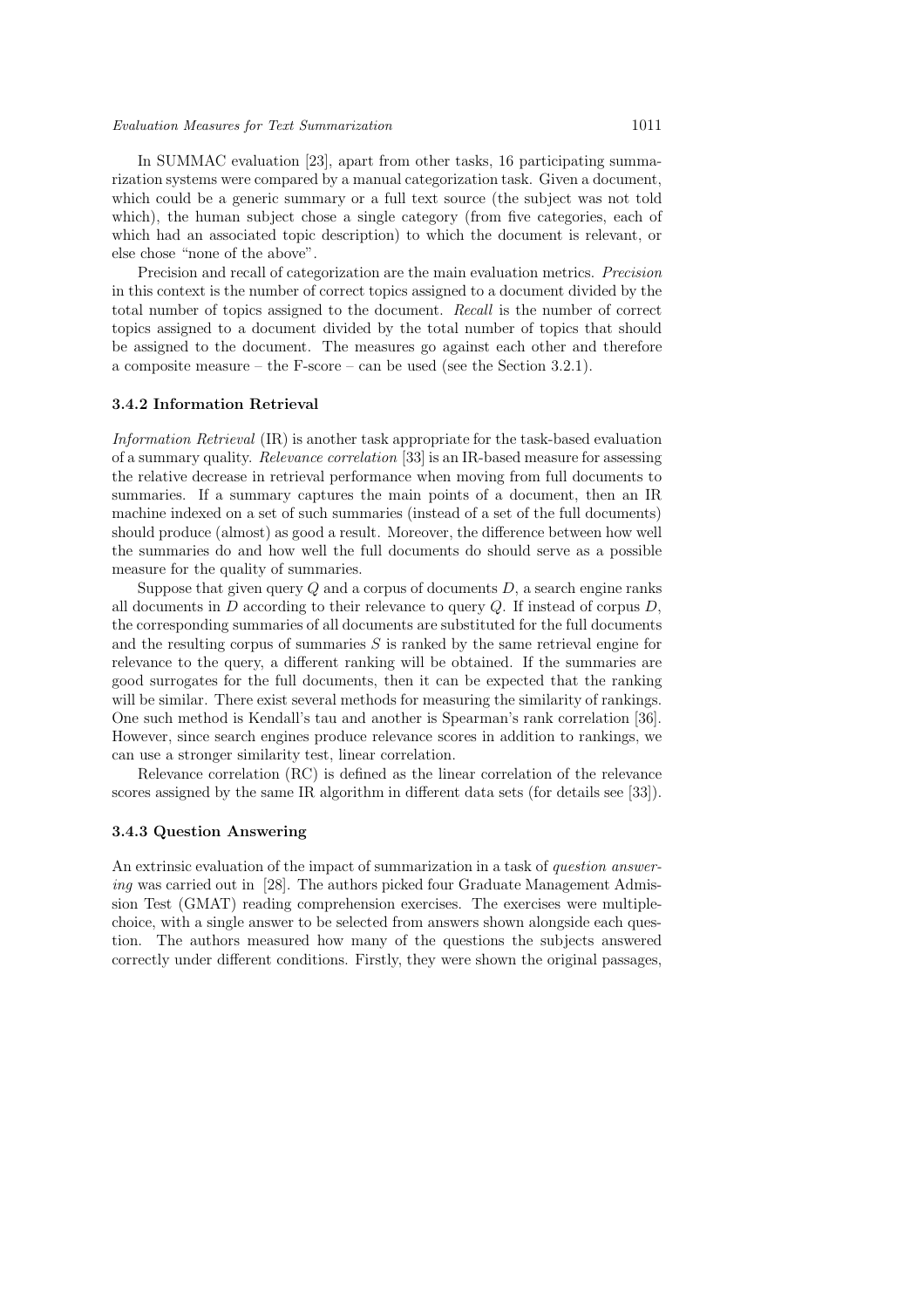In SUMMAC evaluation [23], apart from other tasks, 16 participating summarization systems were compared by a manual categorization task. Given a document, which could be a generic summary or a full text source (the subject was not told which), the human subject chose a single category (from five categories, each of which had an associated topic description) to which the document is relevant, or else chose "none of the above".

Precision and recall of categorization are the main evaluation metrics. *Precision* in this context is the number of correct topics assigned to a document divided by the total number of topics assigned to the document. *Recall* is the number of correct topics assigned to a document divided by the total number of topics that should be assigned to the document. The measures go against each other and therefore a composite measure – the F-score – can be used (see the Section 3.2.1).

### 3.4.2 Information Retrieval

*Information Retrieval* (IR) is another task appropriate for the task-based evaluation of a summary quality. *Relevance correlation* [33] is an IR-based measure for assessing the relative decrease in retrieval performance when moving from full documents to summaries. If a summary captures the main points of a document, then an IR machine indexed on a set of such summaries (instead of a set of the full documents) should produce (almost) as good a result. Moreover, the difference between how well the summaries do and how well the full documents do should serve as a possible measure for the quality of summaries.

Suppose that given query $Q$ and a corpus of documents $D$, a search engine ranks all documents in $D$ according to their relevance to query $Q$. If instead of corpus $D$, the corresponding summaries of all documents are substituted for the full documents and the resulting corpus of summaries $S$ is ranked by the same retrieval engine for relevance to the query, a different ranking will be obtained. If the summaries are good surrogates for the full documents, then it can be expected that the ranking will be similar. There exist several methods for measuring the similarity of rankings. One such method is Kendall's tau and another is Spearman's rank correlation [36]. However, since search engines produce relevance scores in addition to rankings, we can use a stronger similarity test, linear correlation.

Relevance correlation (RC) is defined as the linear correlation of the relevance scores assigned by the same IR algorithm in different data sets (for details see [33]).

### 3.4.3 Question Answering

An extrinsic evaluation of the impact of summarization in a task of *question answering* was carried out in [28]. The authors picked four Graduate Management Admission Test (GMAT) reading comprehension exercises. The exercises were multiple-choice, with a single answer to be selected from answers shown alongside each question. The authors measured how many of the questions the subjects answered correctly under different conditions. Firstly, they were shown the original passages,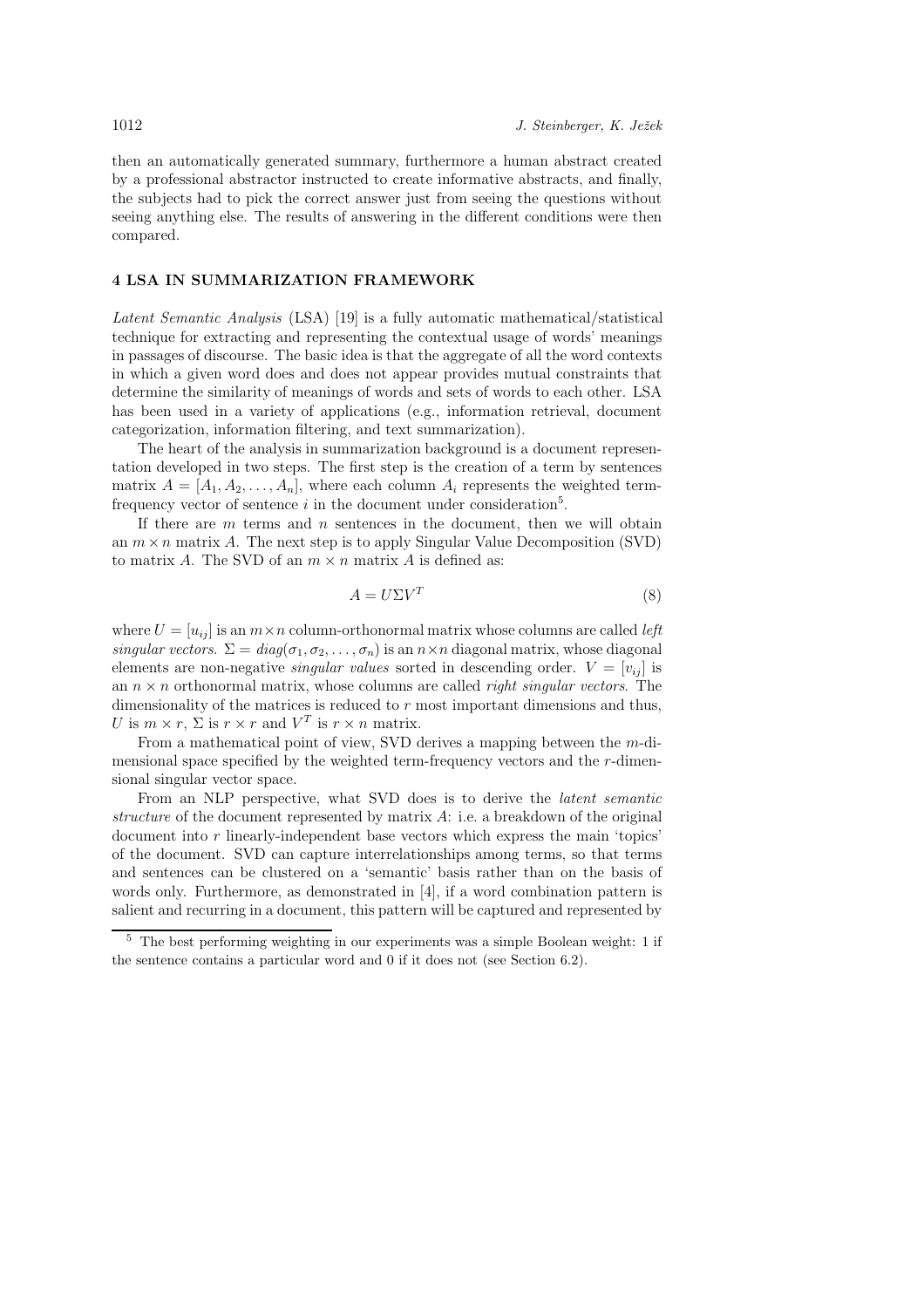then an automatically generated summary, furthermore a human abstract created by a professional abstractor instructed to create informative abstracts, and finally, the subjects had to pick the correct answer just from seeing the questions without seeing anything else. The results of answering in the different conditions were then compared.

## 4 LSA IN SUMMARIZATION FRAMEWORK

*Latent Semantic Analysis* (LSA) [19] is a fully automatic mathematical/statistical technique for extracting and representing the contextual usage of words' meanings in passages of discourse. The basic idea is that the aggregate of all the word contexts in which a given word does and does not appear provides mutual constraints that determine the similarity of meanings of words and sets of words to each other. LSA has been used in a variety of applications (e.g., information retrieval, document categorization, information filtering, and text summarization).

The heart of the analysis in summarization background is a document representation developed in two steps. The first step is the creation of a term by sentences matrix $A = [A_1, A_2, \ldots, A_n]$, where each column $A_i$ represents the weighted term-frequency vector of sentence $i$ in the document under consideration[5].

If there are $m$ terms and $n$ sentences in the document, then we will obtain an $m \times n$ matrix $A$. The next step is to apply Singular Value Decomposition (SVD) to matrix $A$. The SVD of an $m \times n$ matrix $A$ is defined as:

$$A = U \Sigma V^T \tag{8}$$

where $U = [u_{ij}]$ is an $m \times n$ column-orthonormal matrix whose columns are called *left singular vectors*. $\Sigma = diag(\sigma_1, \sigma_2, \ldots, \sigma_n)$ is an $n \times n$ diagonal matrix, whose diagonal elements are non-negative *singular values* sorted in descending order. $V = [v_{ij}]$ is an $n \times n$ orthonormal matrix, whose columns are called *right singular vectors*. The dimensionality of the matrices is reduced to $r$ most important dimensions and thus, $U$ is $m \times r$, $\Sigma$ is $r \times r$ and $V^T$ is $r \times n$ matrix.

From a mathematical point of view, SVD derives a mapping between the $m$-dimensional space specified by the weighted term-frequency vectors and the $r$-dimensional singular vector space.

From an NLP perspective, what SVD does is to derive the *latent semantic structure* of the document represented by matrix $A$: i.e. a breakdown of the original document into $r$ linearly-independent base vectors which express the main 'topics' of the document. SVD can capture interrelationships among terms, so that terms and sentences can be clustered on a 'semantic' basis rather than on the basis of words only. Furthermore, as demonstrated in [4], if a word combination pattern is salient and recurring in a document, this pattern will be captured and represented by

[5] The best performing weighting in our experiments was a simple Boolean weight: 1 if the sentence contains a particular word and 0 if it does not (see Section 6.2).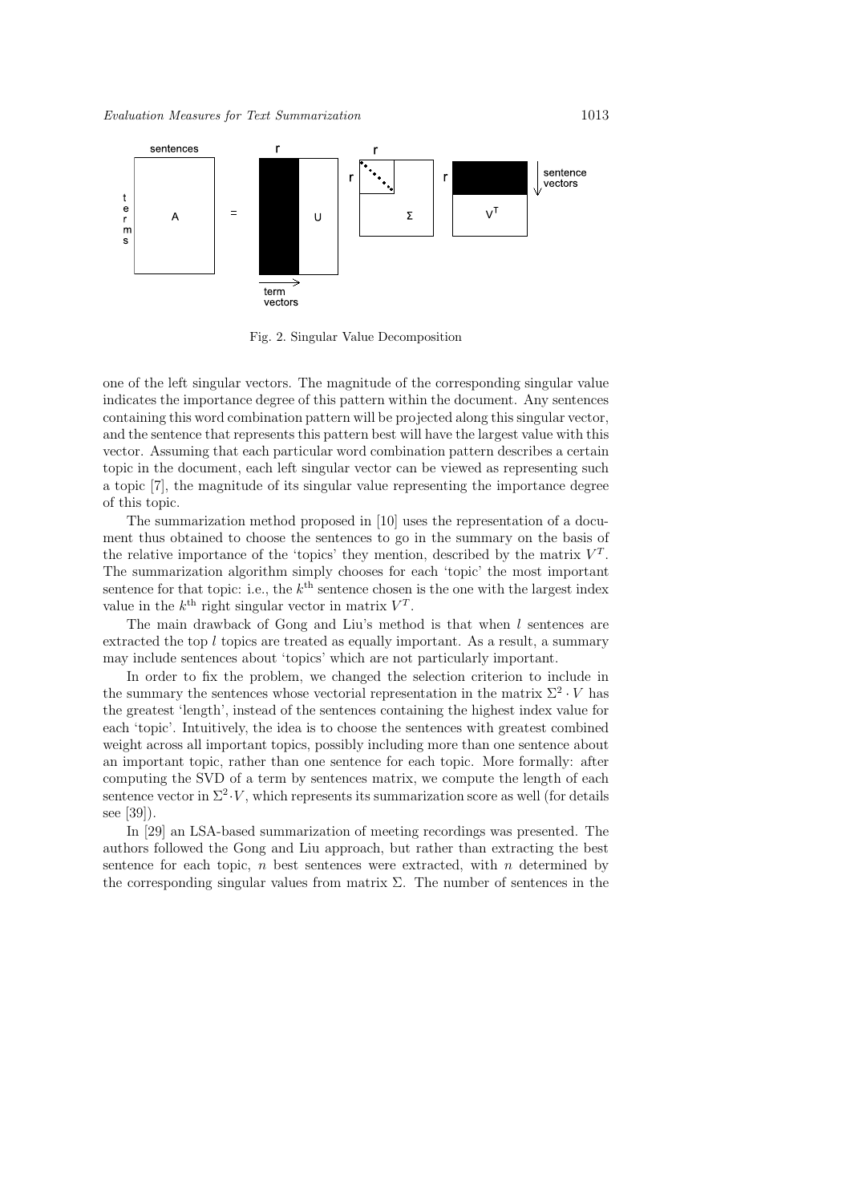Fig. 2. Singular Value Decomposition

one of the left singular vectors. The magnitude of the corresponding singular value indicates the importance degree of this pattern within the document. Any sentences containing this word combination pattern will be projected along this singular vector, and the sentence that represents this pattern best will have the largest value with this vector. Assuming that each particular word combination pattern describes a certain topic in the document, each left singular vector can be viewed as representing such a topic [7], the magnitude of its singular value representing the importance degree of this topic.

The summarization method proposed in [10] uses the representation of a document thus obtained to choose the sentences to go in the summary on the basis of the relative importance of the 'topics' they mention, described by the matrix $V^T$. The summarization algorithm simply chooses for each 'topic' the most important sentence for that topic: i.e., the $k^{\text{th}}$ sentence chosen is the one with the largest index value in the $k^{\text{th}}$ right singular vector in matrix $V^T$.

The main drawback of Gong and Liu's method is that when $l$ sentences are extracted the top $l$ topics are treated as equally important. As a result, a summary may include sentences about 'topics' which are not particularly important.

In order to fix the problem, we changed the selection criterion to include in the summary the sentences whose vectorial representation in the matrix $\Sigma^2 \cdot V$ has the greatest 'length', instead of the sentences containing the highest index value for each 'topic'. Intuitively, the idea is to choose the sentences with greatest combined weight across all important topics, possibly including more than one sentence about an important topic, rather than one sentence for each topic. More formally: after computing the SVD of a term by sentences matrix, we compute the length of each sentence vector in $\Sigma^2 \cdot V$, which represents its summarization score as well (for details see [39]).

In [29] an LSA-based summarization of meeting recordings was presented. The authors followed the Gong and Liu approach, but rather than extracting the best sentence for each topic, $n$ best sentences were extracted, with $n$ determined by the corresponding singular values from matrix $\Sigma$. The number of sentences in the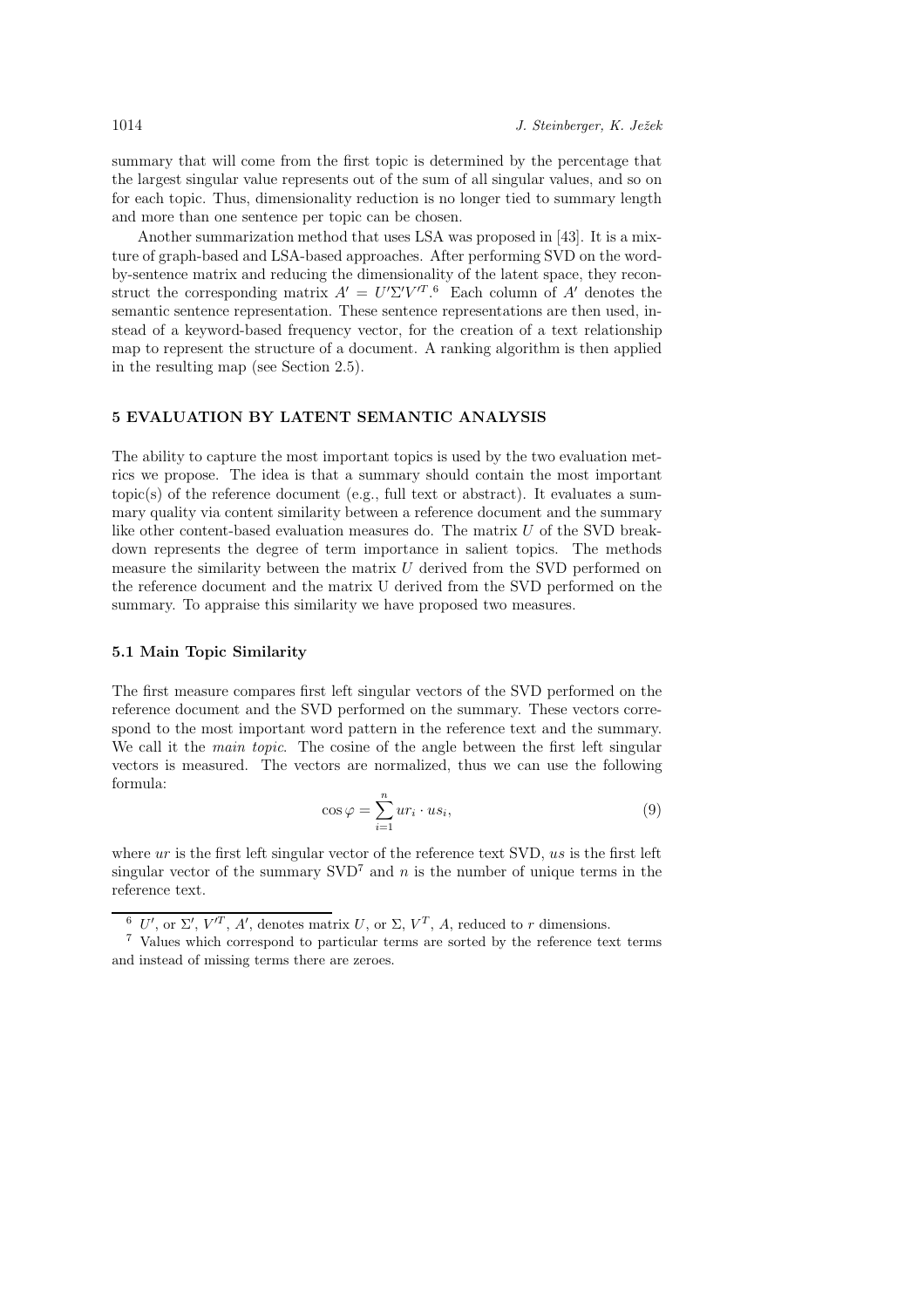summary that will come from the first topic is determined by the percentage that the largest singular value represents out of the sum of all singular values, and so on for each topic. Thus, dimensionality reduction is no longer tied to summary length and more than one sentence per topic can be chosen.

Another summarization method that uses LSA was proposed in [43]. It is a mixture of graph-based and LSA-based approaches. After performing SVD on the word-by-sentence matrix and reducing the dimensionality of the latent space, they reconstruct the corresponding matrix $A' = U'\Sigma'V'^T$.[6] Each column of $A'$ denotes the semantic sentence representation. These sentence representations are then used, instead of a keyword-based frequency vector, for the creation of a text relationship map to represent the structure of a document. A ranking algorithm is then applied in the resulting map (see Section 2.5).

## 5 EVALUATION BY LATENT SEMANTIC ANALYSIS

The ability to capture the most important topics is used by the two evaluation metrics we propose. The idea is that a summary should contain the most important topic(s) of the reference document (e.g., full text or abstract). It evaluates a summary quality via content similarity between a reference document and the summary like other content-based evaluation measures do. The matrix $U$ of the SVD breakdown represents the degree of term importance in salient topics. The methods measure the similarity between the matrix $U$ derived from the SVD performed on the reference document and the matrix U derived from the SVD performed on the summary. To appraise this similarity we have proposed two measures.

### 5.1 Main Topic Similarity

The first measure compares first left singular vectors of the SVD performed on the reference document and the SVD performed on the summary. These vectors correspond to the most important word pattern in the reference text and the summary. We call it the *main topic*. The cosine of the angle between the first left singular vectors is measured. The vectors are normalized, thus we can use the following formula:

$$\cos\varphi = \sum_{i=1}^{n} ur_i \cdot us_i, \tag{9}$$

where $ur$ is the first left singular vector of the reference text SVD, $us$ is the first left singular vector of the summary SVD[7] and $n$ is the number of unique terms in the reference text.

---

[6] $U'$, or $\Sigma'$, $V'^T$, $A'$, denotes matrix $U$, or $\Sigma$, $V^T$, $A$, reduced to $r$ dimensions.

[7] Values which correspond to particular terms are sorted by the reference text terms and instead of missing terms there are zeroes.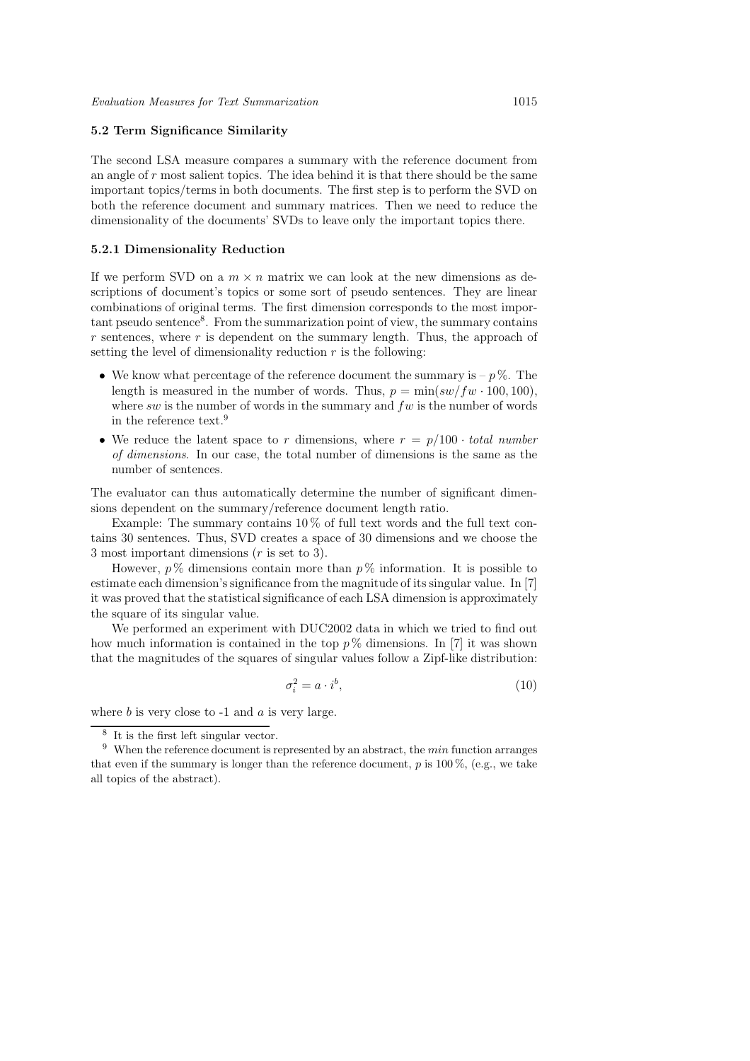### 5.2 Term Significance Similarity

The second LSA measure compares a summary with the reference document from an angle of $r$ most salient topics. The idea behind it is that there should be the same important topics/terms in both documents. The first step is to perform the SVD on both the reference document and summary matrices. Then we need to reduce the dimensionality of the documents' SVDs to leave only the important topics there.

#### 5.2.1 Dimensionality Reduction

If we perform SVD on a $m \times n$ matrix we can look at the new dimensions as descriptions of document's topics or some sort of pseudo sentences. They are linear combinations of original terms. The first dimension corresponds to the most important pseudo sentence[8]. From the summarization point of view, the summary contains $r$ sentences, where $r$ is dependent on the summary length. Thus, the approach of setting the level of dimensionality reduction $r$ is the following:

- We know what percentage of the reference document the summary is – $p$ %. The length is measured in the number of words. Thus, $p = \min(sw/fw \cdot 100, 100)$, where $sw$ is the number of words in the summary and $fw$ is the number of words in the reference text.[9]
- We reduce the latent space to $r$ dimensions, where $r = p/100 \cdot$ *total number of dimensions*. In our case, the total number of dimensions is the same as the number of sentences.

The evaluator can thus automatically determine the number of significant dimensions dependent on the summary/reference document length ratio.

Example: The summary contains 10 % of full text words and the full text contains 30 sentences. Thus, SVD creates a space of 30 dimensions and we choose the 3 most important dimensions ($r$ is set to 3).

However, $p$ % dimensions contain more than $p$ % information. It is possible to estimate each dimension's significance from the magnitude of its singular value. In [7] it was proved that the statistical significance of each LSA dimension is approximately the square of its singular value.

We performed an experiment with DUC2002 data in which we tried to find out how much information is contained in the top $p$ % dimensions. In [7] it was shown that the magnitudes of the squares of singular values follow a Zipf-like distribution:

$$\sigma_i^2 = a \cdot i^b, \tag{10}$$

where $b$ is very close to -1 and $a$ is very large.

---

[8] It is the first left singular vector.

[9] When the reference document is represented by an abstract, the *min* function arranges that even if the summary is longer than the reference document, $p$ is 100 %, (e.g., we take all topics of the abstract).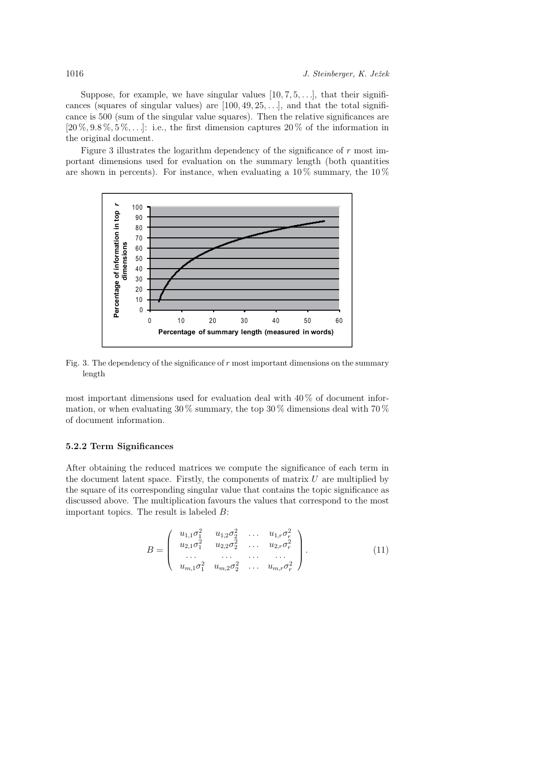Suppose, for example, we have singular values $[10, 7, 5, \ldots]$, that their significances (squares of singular values) are $[100, 49, 25, \ldots]$, and that the total significance is 500 (sum of the singular value squares). Then the relative significances are $[20\,\%, 9.8\,\%, 5\,\%, \ldots]$: i.e., the first dimension captures 20 % of the information in the original document.

Figure 3 illustrates the logarithm dependency of the significance of $r$ most important dimensions used for evaluation on the summary length (both quantities are shown in percents). For instance, when evaluating a 10 % summary, the 10 %

Fig. 3. The dependency of the significance of $r$ most important dimensions on the summary length

most important dimensions used for evaluation deal with 40 % of document information, or when evaluating 30 % summary, the top 30 % dimensions deal with 70 % of document information.

### 5.2.2 Term Significances

After obtaining the reduced matrices we compute the significance of each term in the document latent space. Firstly, the components of matrix $U$ are multiplied by the square of its corresponding singular value that contains the topic significance as discussed above. The multiplication favours the values that correspond to the most important topics. The result is labeled $B$:

$$B = \begin{pmatrix} u_{1,1}\sigma_1^2 & u_{1,2}\sigma_2^2 & \ldots & u_{1,r}\sigma_r^2 \\ u_{2,1}\sigma_1^2 & u_{2,2}\sigma_2^2 & \ldots & u_{2,r}\sigma_r^2 \\ \ldots & \ldots & \ldots & \ldots \\ u_{m,1}\sigma_1^2 & u_{m,2}\sigma_2^2 & \ldots & u_{m,r}\sigma_r^2 \end{pmatrix}. \tag{11}$$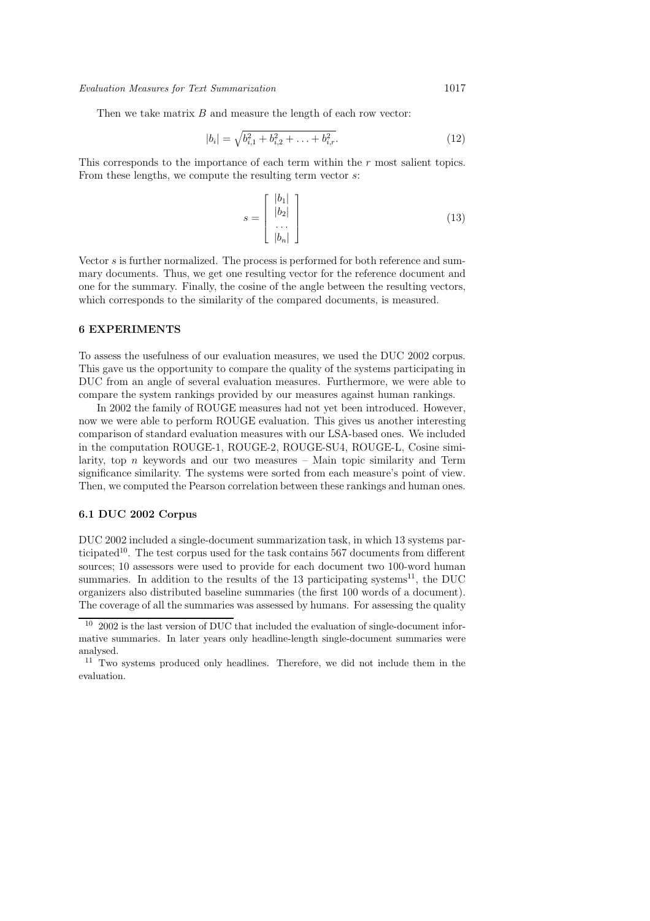Then we take matrix $B$ and measure the length of each row vector:

$$|b_i| = \sqrt{b_{i,1}^2 + b_{i,2}^2 + \ldots + b_{i,r}^2}. \tag{12}$$

This corresponds to the importance of each term within the $r$ most salient topics. From these lengths, we compute the resulting term vector $s$:

$$s = \begin{bmatrix} |b_1| \\ |b_2| \\ \ldots \\ |b_n| \end{bmatrix} \tag{13}$$

Vector $s$ is further normalized. The process is performed for both reference and summary documents. Thus, we get one resulting vector for the reference document and one for the summary. Finally, the cosine of the angle between the resulting vectors, which corresponds to the similarity of the compared documents, is measured.

## 6 EXPERIMENTS

To assess the usefulness of our evaluation measures, we used the DUC 2002 corpus. This gave us the opportunity to compare the quality of the systems participating in DUC from an angle of several evaluation measures. Furthermore, we were able to compare the system rankings provided by our measures against human rankings.

In 2002 the family of ROUGE measures had not yet been introduced. However, now we were able to perform ROUGE evaluation. This gives us another interesting comparison of standard evaluation measures with our LSA-based ones. We included in the computation ROUGE-1, ROUGE-2, ROUGE-SU4, ROUGE-L, Cosine similarity, top $n$ keywords and our two measures – Main topic similarity and Term significance similarity. The systems were sorted from each measure's point of view. Then, we computed the Pearson correlation between these rankings and human ones.

### 6.1 DUC 2002 Corpus

DUC 2002 included a single-document summarization task, in which 13 systems participated[10]. The test corpus used for the task contains 567 documents from different sources; 10 assessors were used to provide for each document two 100-word human summaries. In addition to the results of the 13 participating systems[11], the DUC organizers also distributed baseline summaries (the first 100 words of a document). The coverage of all the summaries was assessed by humans. For assessing the quality

[10] 2002 is the last version of DUC that included the evaluation of single-document informative summaries. In later years only headline-length single-document summaries were analysed.

[11] Two systems produced only headlines. Therefore, we did not include them in the evaluation.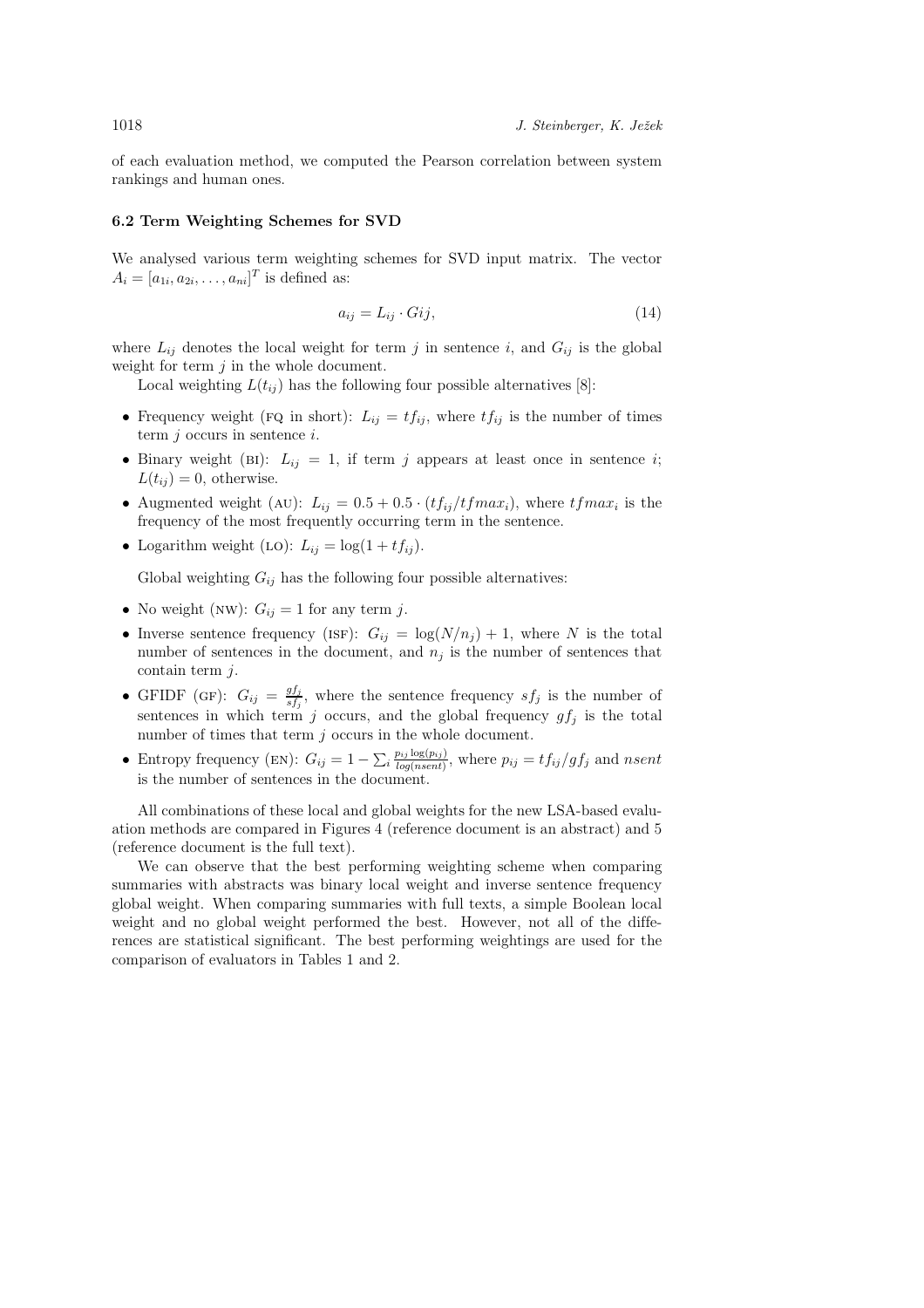of each evaluation method, we computed the Pearson correlation between system rankings and human ones.

### 6.2 Term Weighting Schemes for SVD

We analysed various term weighting schemes for SVD input matrix. The vector $A_i = [a_{1i}, a_{2i}, \ldots, a_{ni}]^T$ is defined as:

$$a_{ij} = L_{ij} \cdot Gij, \tag{14}$$

where $L_{ij}$ denotes the local weight for term $j$ in sentence $i$, and $G_{ij}$ is the global weight for term $j$ in the whole document.

Local weighting $L(t_{ij})$ has the following four possible alternatives [8]:

- Frequency weight (FQ in short): $L_{ij} = tf_{ij}$, where $tf_{ij}$ is the number of times term $j$ occurs in sentence $i$.
- Binary weight (BI): $L_{ij} = 1$, if term $j$ appears at least once in sentence $i$; $L(t_{ij}) = 0$, otherwise.
- Augmented weight (AU): $L_{ij} = 0.5 + 0.5 \cdot (tf_{ij}/tfmax_i)$, where $tfmax_i$ is the frequency of the most frequently occurring term in the sentence.
- Logarithm weight (LO): $L_{ij} = \log(1 + tf_{ij})$.

Global weighting $G_{ij}$ has the following four possible alternatives:

- No weight (NW): $G_{ij} = 1$ for any term $j$.
- Inverse sentence frequency (ISF): $G_{ij} = \log(N/n_j) + 1$, where $N$ is the total number of sentences in the document, and $n_j$ is the number of sentences that contain term $j$.
- GFIDF (GF): $G_{ij} = \frac{gf_j}{sf_j}$, where the sentence frequency $sf_j$ is the number of sentences in which term $j$ occurs, and the global frequency $gf_j$ is the total number of times that term $j$ occurs in the whole document.
- Entropy frequency (EN): $G_{ij} = 1 - \sum_i \frac{p_{ij} \log(p_{ij})}{log(nsent)}$, where $p_{ij} = tf_{ij}/gf_j$ and $nsent$ is the number of sentences in the document.

All combinations of these local and global weights for the new LSA-based evaluation methods are compared in Figures 4 (reference document is an abstract) and 5 (reference document is the full text).

We can observe that the best performing weighting scheme when comparing summaries with abstracts was binary local weight and inverse sentence frequency global weight. When comparing summaries with full texts, a simple Boolean local weight and no global weight performed the best. However, not all of the differences are statistical significant. The best performing weightings are used for the comparison of evaluators in Tables 1 and 2.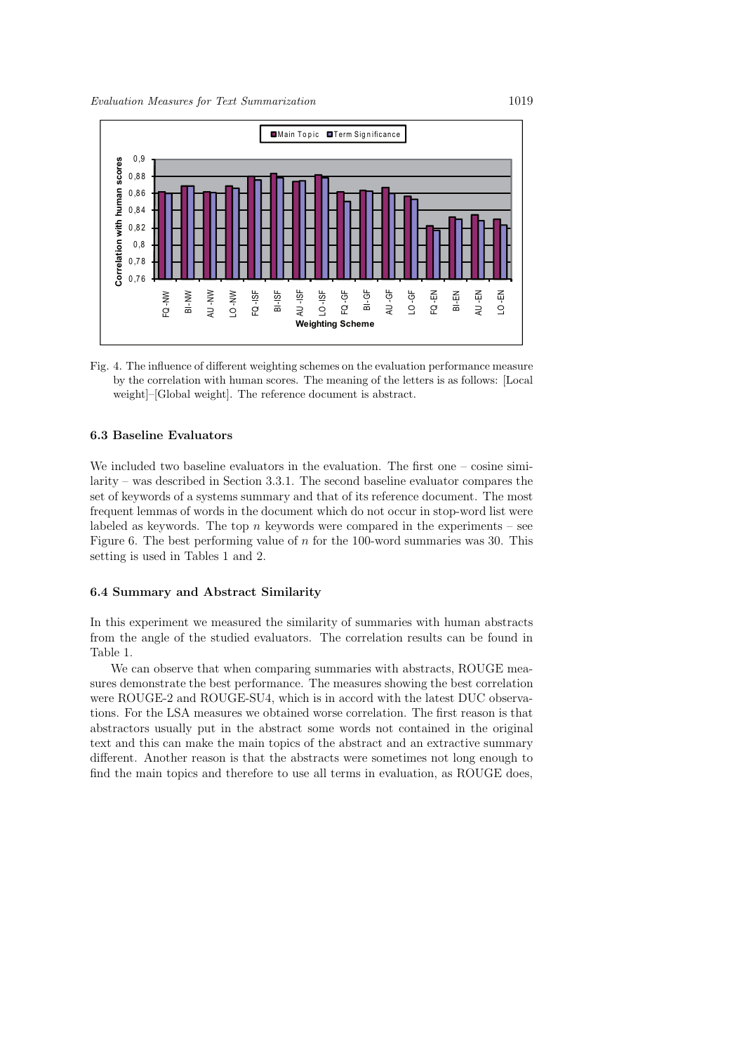Fig. 4. The influence of different weighting schemes on the evaluation performance measure by the correlation with human scores. The meaning of the letters is as follows: [Local weight]–[Global weight]. The reference document is abstract.

### 6.3 Baseline Evaluators

We included two baseline evaluators in the evaluation. The first one – cosine similarity – was described in Section 3.3.1. The second baseline evaluator compares the set of keywords of a systems summary and that of its reference document. The most frequent lemmas of words in the document which do not occur in stop-word list were labeled as keywords. The top $n$ keywords were compared in the experiments – see Figure 6. The best performing value of $n$ for the 100-word summaries was 30. This setting is used in Tables 1 and 2.

### 6.4 Summary and Abstract Similarity

In this experiment we measured the similarity of summaries with human abstracts from the angle of the studied evaluators. The correlation results can be found in Table 1.

We can observe that when comparing summaries with abstracts, ROUGE measures demonstrate the best performance. The measures showing the best correlation were ROUGE-2 and ROUGE-SU4, which is in accord with the latest DUC observations. For the LSA measures we obtained worse correlation. The first reason is that abstractors usually put in the abstract some words not contained in the original text and this can make the main topics of the abstract and an extractive summary different. Another reason is that the abstracts were sometimes not long enough to find the main topics and therefore to use all terms in evaluation, as ROUGE does,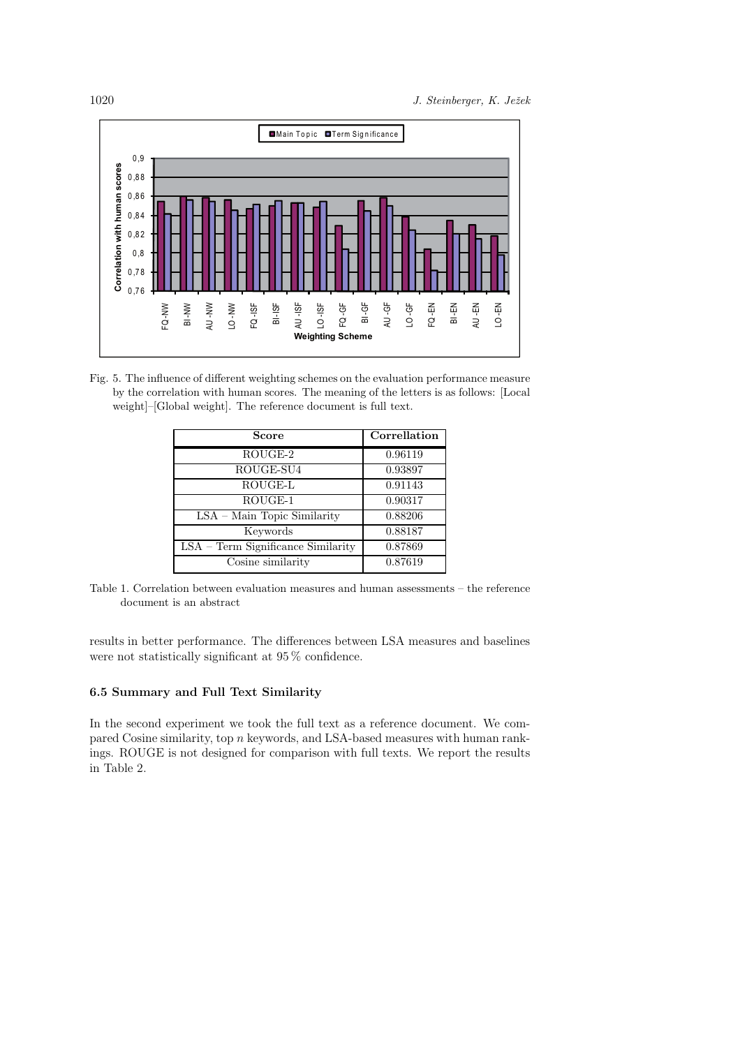Fig. 5. The influence of different weighting schemes on the evaluation performance measure by the correlation with human scores. The meaning of the letters is as follows: [Local weight]–[Global weight]. The reference document is full text.

| Score | Corellation |
|---|---|
| ROUGE-2 | 0.96119 |
| ROUGE-SU4 | 0.93897 |
| ROUGE-L | 0.91143 |
| ROUGE-1 | 0.90317 |
| LSA – Main Topic Similarity | 0.88206 |
| Keywords | 0.88187 |
| LSA – Term Significance Similarity | 0.87869 |
| Cosine similarity | 0.87619 |

Table 1. Correlation between evaluation measures and human assessments – the reference document is an abstract

results in better performance. The differences between LSA measures and baselines were not statistically significant at 95 % confidence.

### 6.5 Summary and Full Text Similarity

In the second experiment we took the full text as a reference document. We compared Cosine similarity, top $n$ keywords, and LSA-based measures with human rankings. ROUGE is not designed for comparison with full texts. We report the results in Table 2.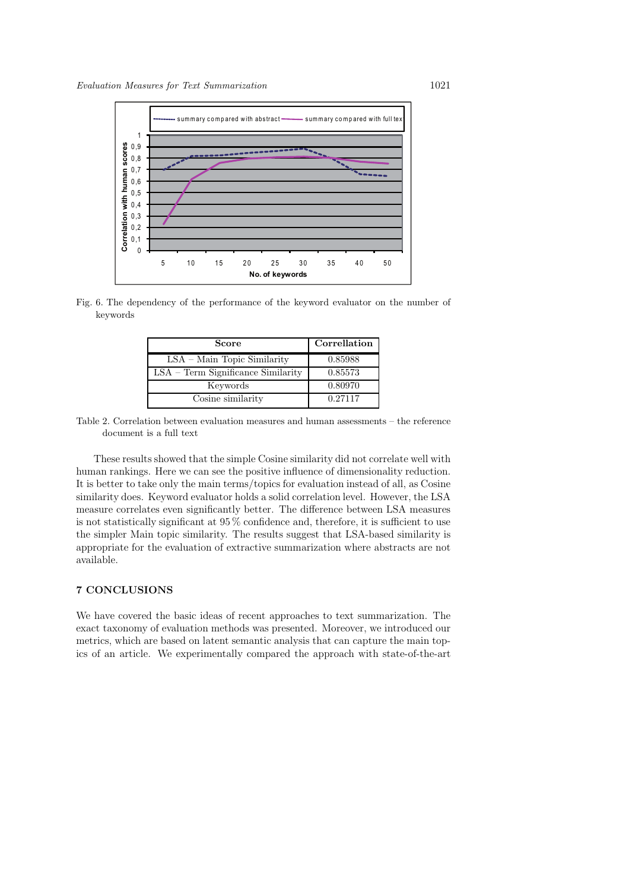Fig. 6. The dependency of the performance of the keyword evaluator on the number of keywords

| Score | Correllation |
|---|---|
| LSA – Main Topic Similarity | 0.85988 |
| LSA – Term Significance Similarity | 0.85573 |
| Keywords | 0.80970 |
| Cosine similarity | 0.27117 |

Table 2. Correlation between evaluation measures and human assessments – the reference document is a full text

These results showed that the simple Cosine similarity did not correlate well with human rankings. Here we can see the positive influence of dimensionality reduction. It is better to take only the main terms/topics for evaluation instead of all, as Cosine similarity does. Keyword evaluator holds a solid correlation level. However, the LSA measure correlates even significantly better. The difference between LSA measures is not statistically significant at 95 % confidence and, therefore, it is sufficient to use the simpler Main topic similarity. The results suggest that LSA-based similarity is appropriate for the evaluation of extractive summarization where abstracts are not available.

## 7 CONCLUSIONS

We have covered the basic ideas of recent approaches to text summarization. The exact taxonomy of evaluation methods was presented. Moreover, we introduced our metrics, which are based on latent semantic analysis that can capture the main topics of an article. We experimentally compared the approach with state-of-the-art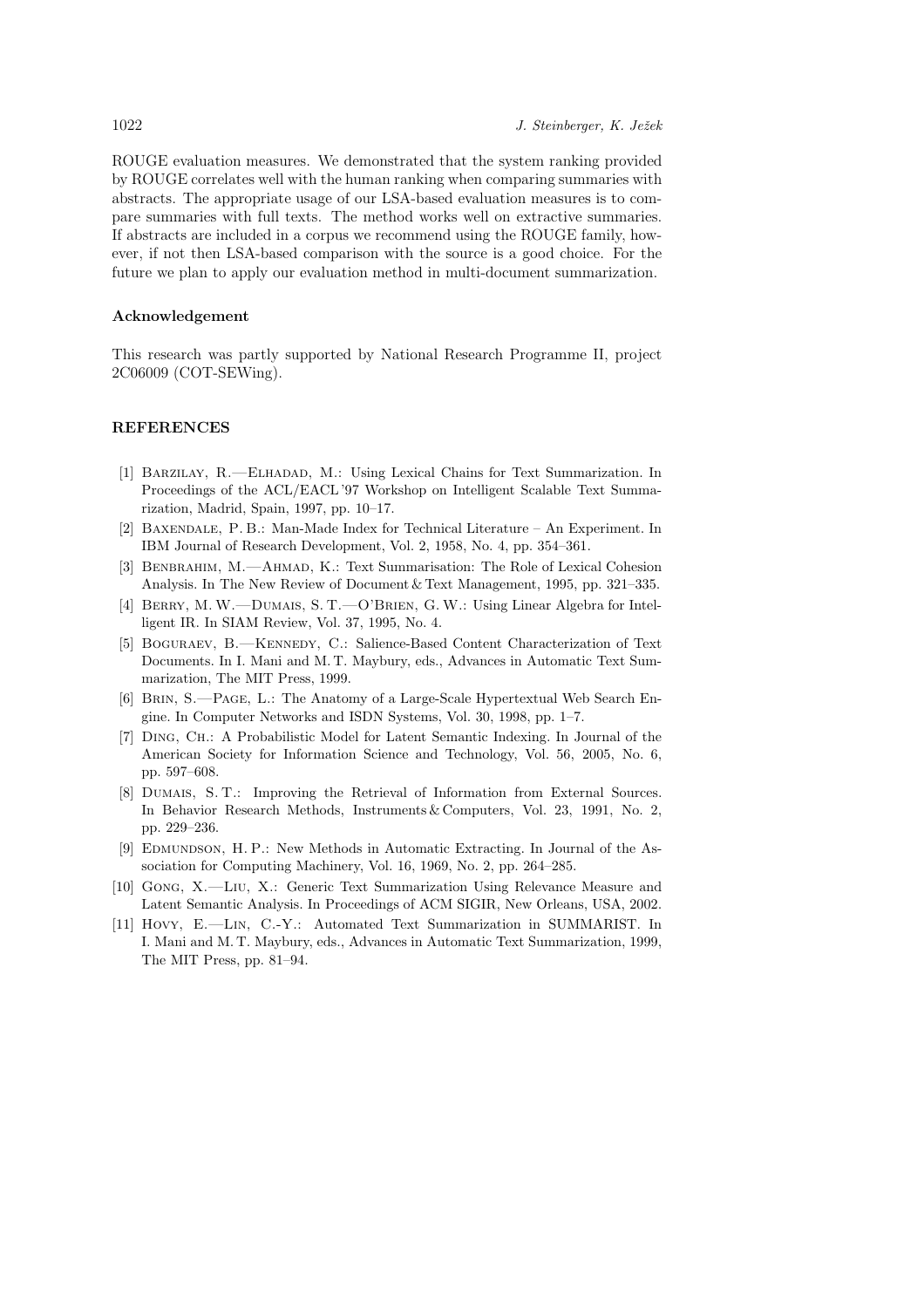ROUGE evaluation measures. We demonstrated that the system ranking provided by ROUGE correlates well with the human ranking when comparing summaries with abstracts. The appropriate usage of our LSA-based evaluation measures is to compare summaries with full texts. The method works well on extractive summaries. If abstracts are included in a corpus we recommend using the ROUGE family, however, if not then LSA-based comparison with the source is a good choice. For the future we plan to apply our evaluation method in multi-document summarization.

### Acknowledgement

This research was partly supported by National Research Programme II, project 2C06009 (COT-SEWing).

## REFERENCES

[1] Barzilay, R.—Elhadad, M.: Using Lexical Chains for Text Summarization. In Proceedings of the ACL/EACL '97 Workshop on Intelligent Scalable Text Summarization, Madrid, Spain, 1997, pp. 10–17.

[2] Baxendale, P. B.: Man-Made Index for Technical Literature – An Experiment. In IBM Journal of Research Development, Vol. 2, 1958, No. 4, pp. 354–361.

[3] Benbrahim, M.—Ahmad, K.: Text Summarisation: The Role of Lexical Cohesion Analysis. In The New Review of Document & Text Management, 1995, pp. 321–335.

[4] Berry, M. W.—Dumais, S. T.—O'Brien, G. W.: Using Linear Algebra for Intelligent IR. In SIAM Review, Vol. 37, 1995, No. 4.

[5] Boguraev, B.—Kennedy, C.: Salience-Based Content Characterization of Text Documents. In I. Mani and M. T. Maybury, eds., Advances in Automatic Text Summarization, The MIT Press, 1999.

[6] Brin, S.—Page, L.: The Anatomy of a Large-Scale Hypertextual Web Search Engine. In Computer Networks and ISDN Systems, Vol. 30, 1998, pp. 1–7.

[7] Ding, Ch.: A Probabilistic Model for Latent Semantic Indexing. In Journal of the American Society for Information Science and Technology, Vol. 56, 2005, No. 6, pp. 597–608.

[8] Dumais, S. T.: Improving the Retrieval of Information from External Sources. In Behavior Research Methods, Instruments & Computers, Vol. 23, 1991, No. 2, pp. 229–236.

[9] Edmundson, H. P.: New Methods in Automatic Extracting. In Journal of the Association for Computing Machinery, Vol. 16, 1969, No. 2, pp. 264–285.

[10] Gong, X.—Liu, X.: Generic Text Summarization Using Relevance Measure and Latent Semantic Analysis. In Proceedings of ACM SIGIR, New Orleans, USA, 2002.

[11] Hovy, E.—Lin, C.-Y.: Automated Text Summarization in SUMMARIST. In I. Mani and M. T. Maybury, eds., Advances in Automatic Text Summarization, 1999, The MIT Press, pp. 81–94.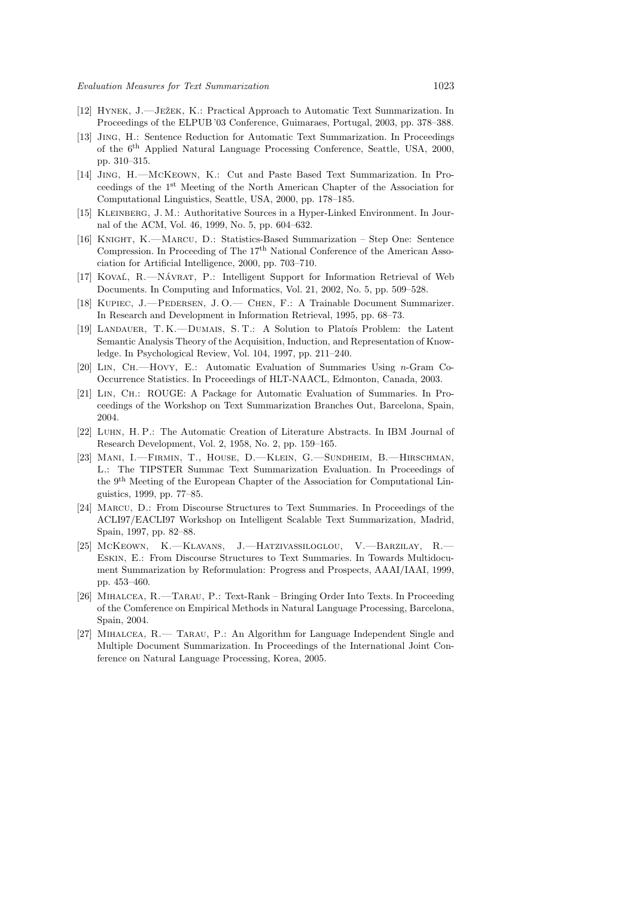[12] Hynek, J.—Ježek, K.: Practical Approach to Automatic Text Summarization. In Proceedings of the ELPUB'03 Conference, Guimaraes, Portugal, 2003, pp. 378–388.

[13] Jing, H.: Sentence Reduction for Automatic Text Summarization. In Proceedings of the 6th Applied Natural Language Processing Conference, Seattle, USA, 2000, pp. 310–315.

[14] Jing, H.—McKeown, K.: Cut and Paste Based Text Summarization. In Proceedings of the 1st Meeting of the North American Chapter of the Association for Computational Linguistics, Seattle, USA, 2000, pp. 178–185.

[15] Kleinberg, J. M.: Authoritative Sources in a Hyper-Linked Environment. In Journal of the ACM, Vol. 46, 1999, No. 5, pp. 604–632.

[16] Knight, K.—Marcu, D.: Statistics-Based Summarization – Step One: Sentence Compression. In Proceeding of The 17th National Conference of the American Association for Artificial Intelligence, 2000, pp. 703–710.

[17] Kovač, R.—Návrat, P.: Intelligent Support for Information Retrieval of Web Documents. In Computing and Informatics, Vol. 21, 2002, No. 5, pp. 509–528.

[18] Kupiec, J.—Pedersen, J. O.— Chen, F.: A Trainable Document Summarizer. In Research and Development in Information Retrieval, 1995, pp. 68–73.

[19] Landauer, T. K.—Dumais, S. T.: A Solution to Platoís Problem: the Latent Semantic Analysis Theory of the Acquisition, Induction, and Representation of Knowledge. In Psychological Review, Vol. 104, 1997, pp. 211–240.

[20] Lin, Ch.—Hovy, E.: Automatic Evaluation of Summaries Using $n$-Gram Co-Occurrence Statistics. In Proceedings of HLT-NAACL, Edmonton, Canada, 2003.

[21] Lin, Ch.: ROUGE: A Package for Automatic Evaluation of Summaries. In Proceedings of the Workshop on Text Summarization Branches Out, Barcelona, Spain, 2004.

[22] Luhn, H. P.: The Automatic Creation of Literature Abstracts. In IBM Journal of Research Development, Vol. 2, 1958, No. 2, pp. 159–165.

[23] Mani, I.—Firmin, T., House, D.—Klein, G.—Sundheim, B.—Hirschman, L.: The TIPSTER Summac Text Summarization Evaluation. In Proceedings of the 9th Meeting of the European Chapter of the Association for Computational Linguistics, 1999, pp. 77–85.

[24] Marcu, D.: From Discourse Structures to Text Summaries. In Proceedings of the ACLI97/EACLI97 Workshop on Intelligent Scalable Text Summarization, Madrid, Spain, 1997, pp. 82–88.

[25] McKeown, K.—Klavans, J.—Hatzivassiloglou, V.—Barzilay, R.—Eskin, E.: From Discourse Structures to Text Summaries. In Towards Multidocument Summarization by Reformulation: Progress and Prospects, AAAI/IAAI, 1999, pp. 453–460.

[26] Mihalcea, R.—Tarau, P.: Text-Rank – Bringing Order Into Texts. In Proceeding of the Comference on Empirical Methods in Natural Language Processing, Barcelona, Spain, 2004.

[27] Mihalcea, R.— Tarau, P.: An Algorithm for Language Independent Single and Multiple Document Summarization. In Proceedings of the International Joint Conference on Natural Language Processing, Korea, 2005.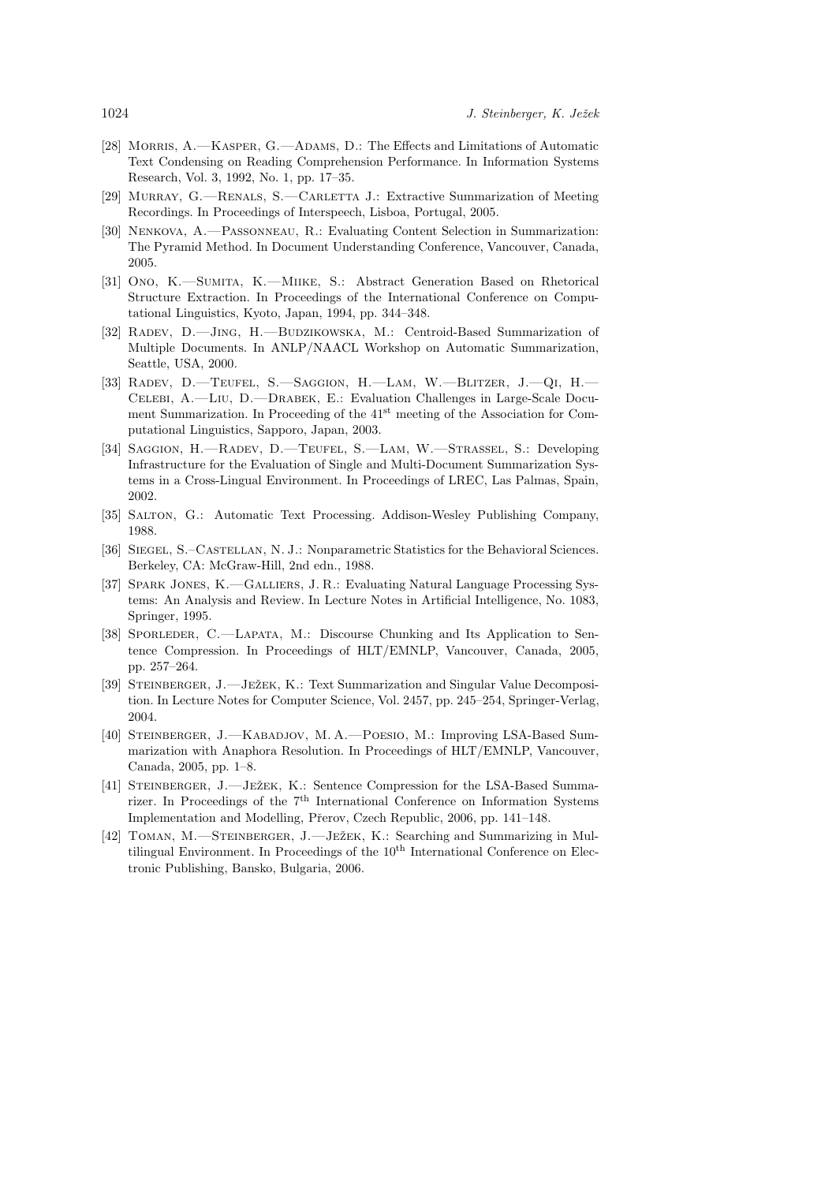[28] Morris, A.—Kasper, G.—Adams, D.: The Effects and Limitations of Automatic Text Condensing on Reading Comprehension Performance. In Information Systems Research, Vol. 3, 1992, No. 1, pp. 17–35.

[29] Murray, G.—Renals, S.—Carletta J.: Extractive Summarization of Meeting Recordings. In Proceedings of Interspeech, Lisboa, Portugal, 2005.

[30] Nenkova, A.—Passonneau, R.: Evaluating Content Selection in Summarization: The Pyramid Method. In Document Understanding Conference, Vancouver, Canada, 2005.

[31] Ono, K.—Sumita, K.—Miike, S.: Abstract Generation Based on Rhetorical Structure Extraction. In Proceedings of the International Conference on Computational Linguistics, Kyoto, Japan, 1994, pp. 344–348.

[32] Radev, D.—Jing, H.—Budzikowska, M.: Centroid-Based Summarization of Multiple Documents. In ANLP/NAACL Workshop on Automatic Summarization, Seattle, USA, 2000.

[33] Radev, D.—Teufel, S.—Saggion, H.—Lam, W.—Blitzer, J.—Qi, H.—Celebi, A.—Liu, D.—Drabek, E.: Evaluation Challenges in Large-Scale Document Summarization. In Proceeding of the 41st meeting of the Association for Computational Linguistics, Sapporo, Japan, 2003.

[34] Saggion, H.—Radev, D.—Teufel, S.—Lam, W.—Strassel, S.: Developing Infrastructure for the Evaluation of Single and Multi-Document Summarization Systems in a Cross-Lingual Environment. In Proceedings of LREC, Las Palmas, Spain, 2002.

[35] Salton, G.: Automatic Text Processing. Addison-Wesley Publishing Company, 1988.

[36] Siegel, S.–Castellan, N. J.: Nonparametric Statistics for the Behavioral Sciences. Berkeley, CA: McGraw-Hill, 2nd edn., 1988.

[37] Spark Jones, K.—Galliers, J. R.: Evaluating Natural Language Processing Systems: An Analysis and Review. In Lecture Notes in Artificial Intelligence, No. 1083, Springer, 1995.

[38] Sporleder, C.—Lapata, M.: Discourse Chunking and Its Application to Sentence Compression. In Proceedings of HLT/EMNLP, Vancouver, Canada, 2005, pp. 257–264.

[39] Steinberger, J.—Ježek, K.: Text Summarization and Singular Value Decomposition. In Lecture Notes for Computer Science, Vol. 2457, pp. 245–254, Springer-Verlag, 2004.

[40] Steinberger, J.—Kabadjov, M. A.—Poesio, M.: Improving LSA-Based Summarization with Anaphora Resolution. In Proceedings of HLT/EMNLP, Vancouver, Canada, 2005, pp. 1–8.

[41] Steinberger, J.—Ježek, K.: Sentence Compression for the LSA-Based Summarizer. In Proceedings of the 7th International Conference on Information Systems Implementation and Modelling, Přerov, Czech Republic, 2006, pp. 141–148.

[42] Toman, M.—Steinberger, J.—Ježek, K.: Searching and Summarizing in Multilingual Environment. In Proceedings of the 10th International Conference on Electronic Publishing, Bansko, Bulgaria, 2006.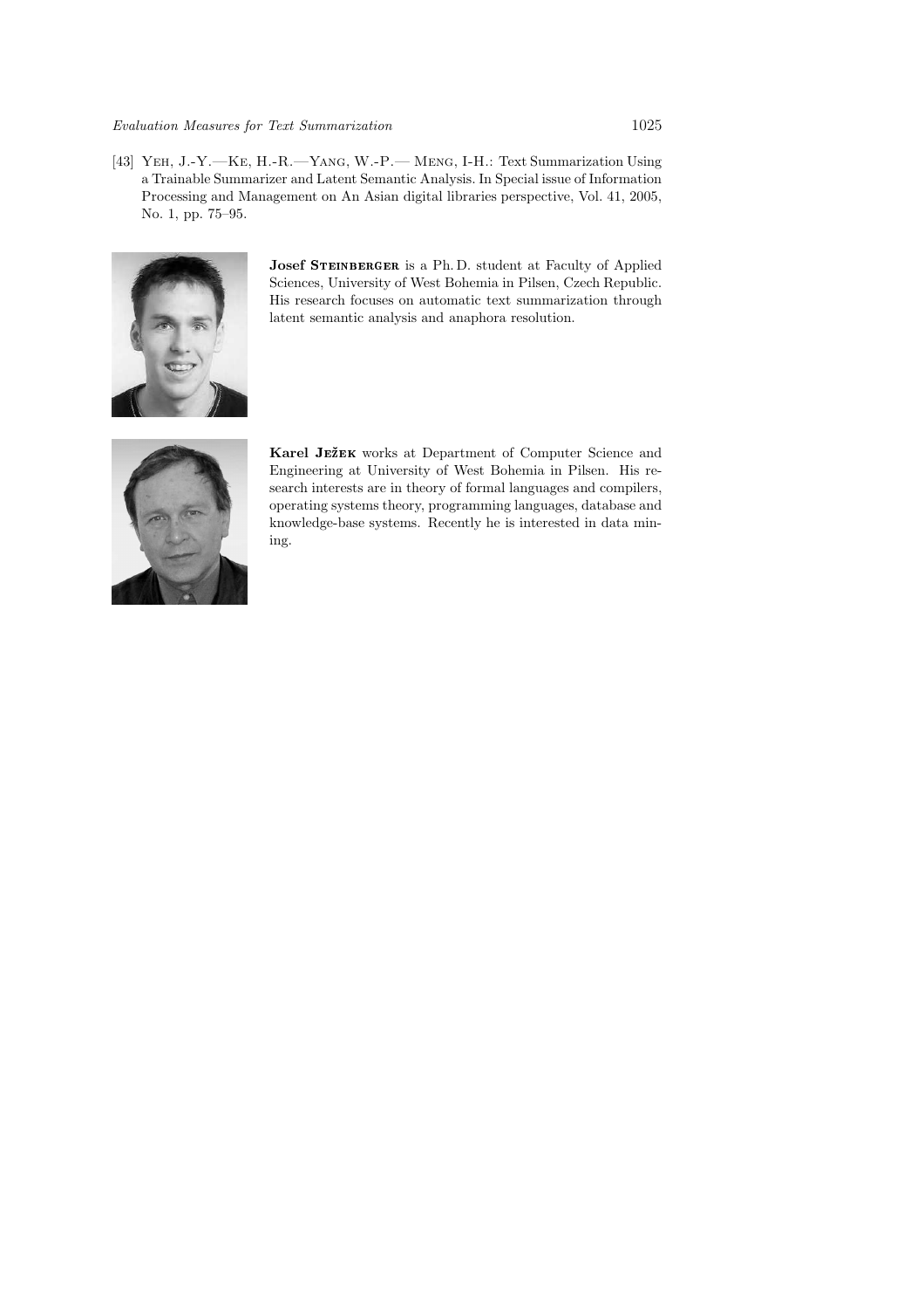[43] Yeh, J.-Y.—Ke, H.-R.—Yang, W.-P.— Meng, I-H.: Text Summarization Using a Trainable Summarizer and Latent Semantic Analysis. In Special issue of Information Processing and Management on An Asian digital libraries perspective, Vol. 41, 2005, No. 1, pp. 75–95.

**Josef Steinberger** is a Ph. D. student at Faculty of Applied Sciences, University of West Bohemia in Pilsen, Czech Republic. His research focuses on automatic text summarization through latent semantic analysis and anaphora resolution.

**Karel Ježek** works at Department of Computer Science and Engineering at University of West Bohemia in Pilsen. His research interests are in theory of formal languages and compilers, operating systems theory, programming languages, database and knowledge-base systems. Recently he is interested in data mining.